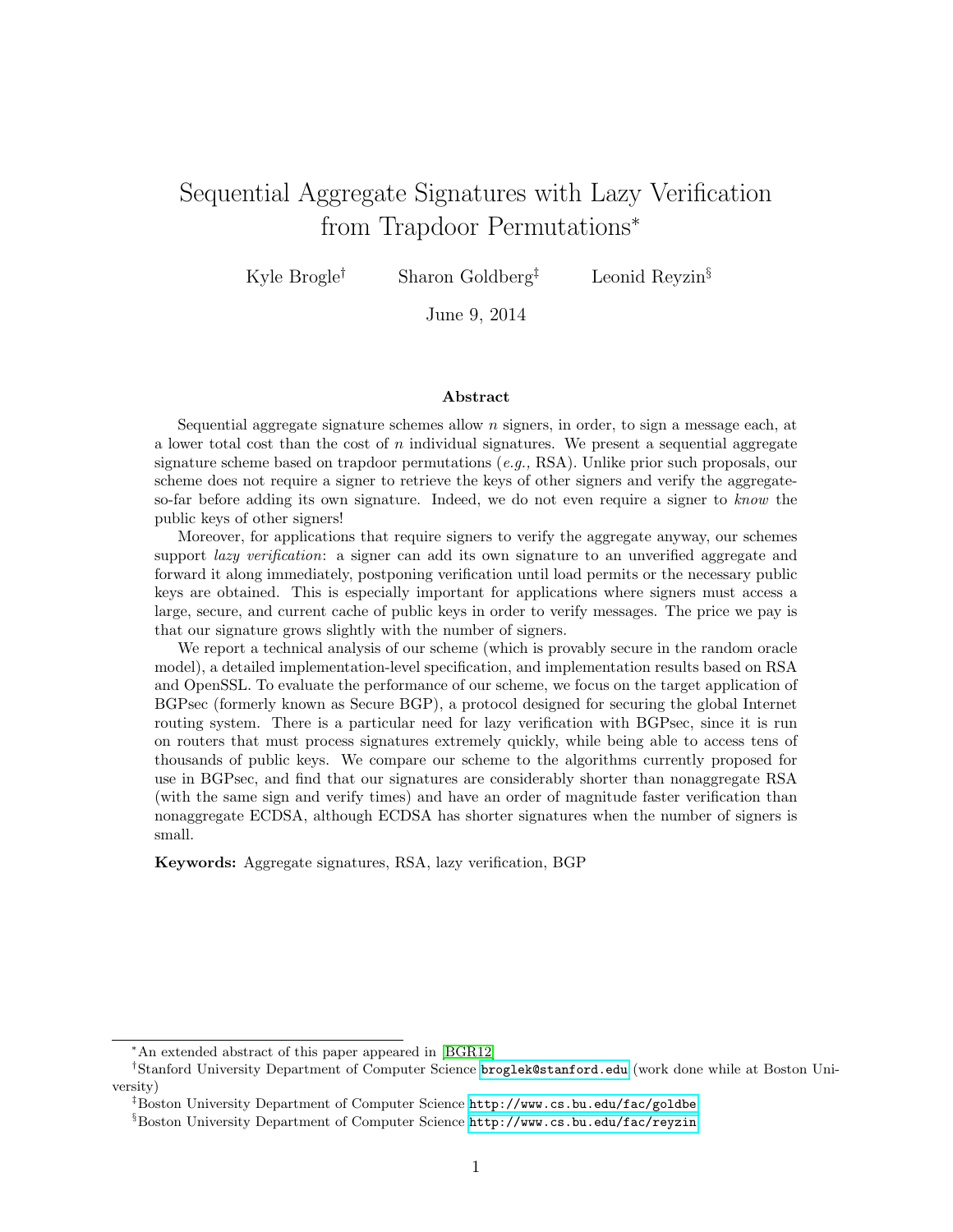# Sequential Aggregate Signatures with Lazy Verification from Trapdoor Permutations*

Kyle Brogle[†] Sharon Goldberg[‡] Leonid Reyzin[§]

June 9, 2014

## Abstract

Sequential aggregate signature schemes allow $n$ signers, in order, to sign a message each, at a lower total cost than the cost of $n$ individual signatures. We present a sequential aggregate signature scheme based on trapdoor permutations (*e.g.,* RSA). Unlike prior such proposals, our scheme does not require a signer to retrieve the keys of other signers and verify the aggregate-so-far before adding its own signature. Indeed, we do not even require a signer to *know* the public keys of other signers!

Moreover, for applications that require signers to verify the aggregate anyway, our schemes support *lazy verification*: a signer can add its own signature to an unverified aggregate and forward it along immediately, postponing verification until load permits or the necessary public keys are obtained. This is especially important for applications where signers must access a large, secure, and current cache of public keys in order to verify messages. The price we pay is that our signature grows slightly with the number of signers.

We report a technical analysis of our scheme (which is provably secure in the random oracle model), a detailed implementation-level specification, and implementation results based on RSA and OpenSSL. To evaluate the performance of our scheme, we focus on the target application of BGPsec (formerly known as Secure BGP), a protocol designed for securing the global Internet routing system. There is a particular need for lazy verification with BGPsec, since it is run on routers that must process signatures extremely quickly, while being able to access tens of thousands of public keys. We compare our scheme to the algorithms currently proposed for use in BGPsec, and find that our signatures are considerably shorter than nonaggregate RSA (with the same sign and verify times) and have an order of magnitude faster verification than nonaggregate ECDSA, although ECDSA has shorter signatures when the number of signers is small.

**Keywords:** Aggregate signatures, RSA, lazy verification, BGP

---

*An extended abstract of this paper appeared in [BGR12]

[†]Stanford University Department of Computer Science broglek@stanford.edu (work done while at Boston University)

[‡]Boston University Department of Computer Science http://www.cs.bu.edu/fac/goldbe

[§]Boston University Department of Computer Science http://www.cs.bu.edu/fac/reyzin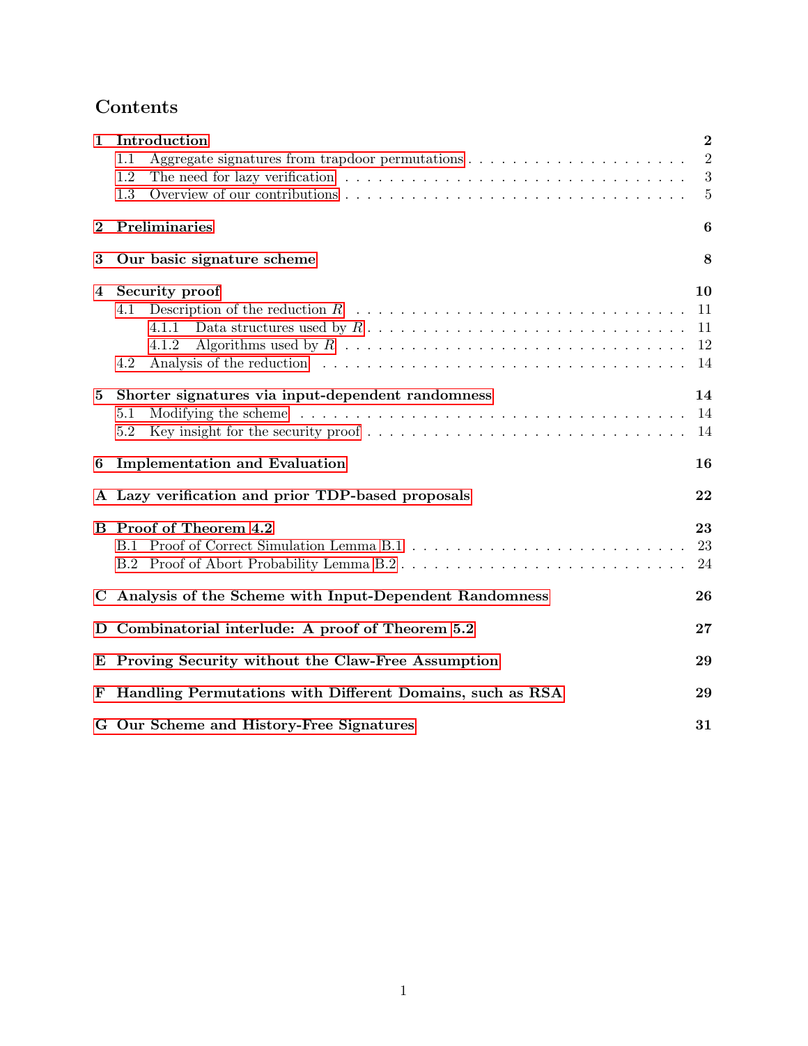# Contents

**1 Introduction** — **2**
- 1.1 Aggregate signatures from trapdoor permutations — 2
- 1.2 The need for lazy verification — 3
- 1.3 Overview of our contributions — 5

**2 Preliminaries** — **6**

**3 Our basic signature scheme** — **8**

**4 Security proof** — **10**
- 4.1 Description of the reduction $R$ — 11
  - 4.1.1 Data structures used by $R$ — 11
  - 4.1.2 Algorithms used by $R$ — 12
- 4.2 Analysis of the reduction — 14

**5 Shorter signatures via input-dependent randomness** — **14**
- 5.1 Modifying the scheme — 14
- 5.2 Key insight for the security proof — 14

**6 Implementation and Evaluation** — **16**

**A Lazy verification and prior TDP-based proposals** — **22**

**B Proof of Theorem 4.2** — **23**
- B.1 Proof of Correct Simulation Lemma B.1 — 23
- B.2 Proof of Abort Probability Lemma B.2 — 24

**C Analysis of the Scheme with Input-Dependent Randomness** — **26**

**D Combinatorial interlude: A proof of Theorem 5.2** — **27**

**E Proving Security without the Claw-Free Assumption** — **29**

**F Handling Permutations with Different Domains, such as RSA** — **29**

**G Our Scheme and History-Free Signatures** — **31**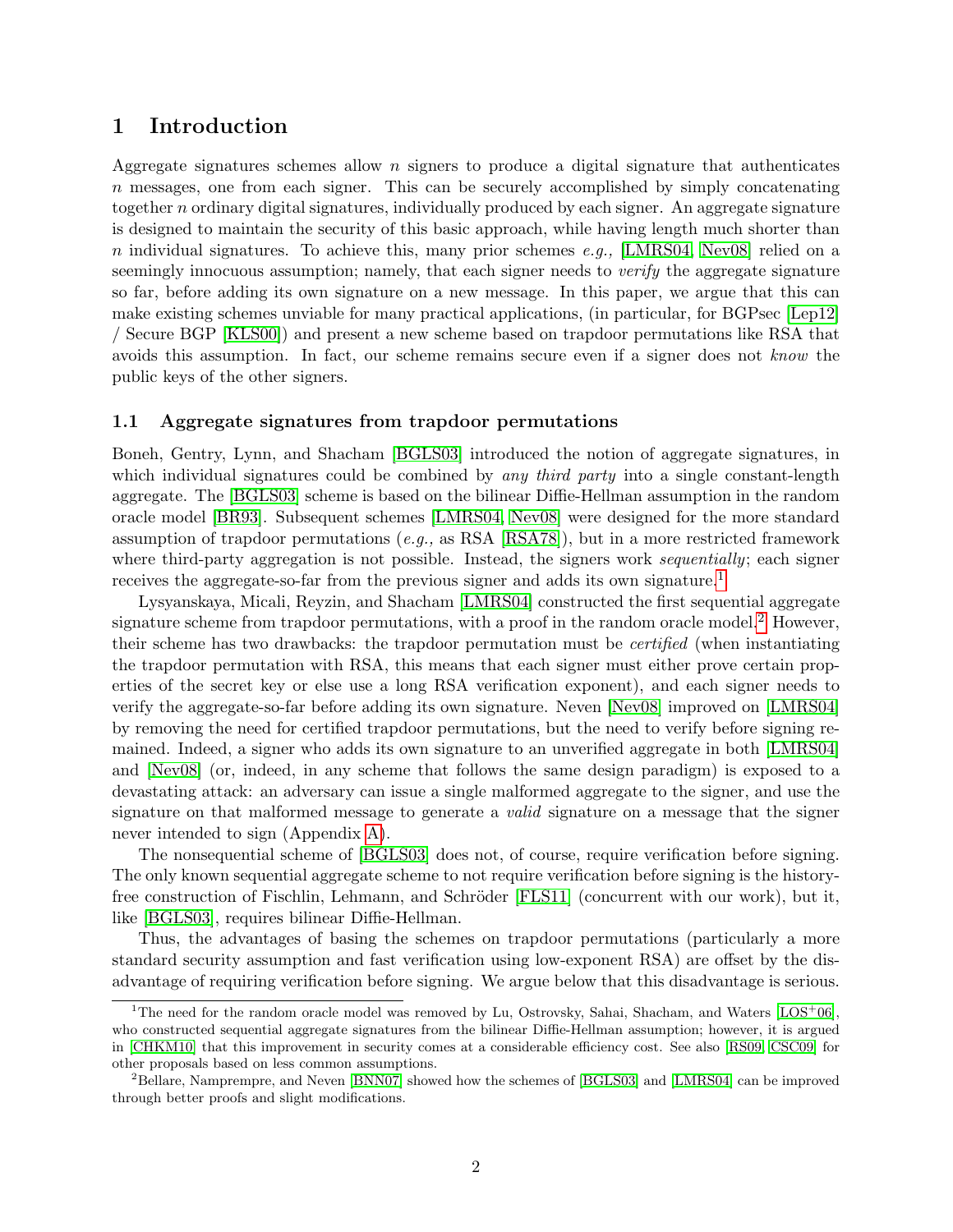# 1 Introduction

Aggregate signatures schemes allow $n$ signers to produce a digital signature that authenticates $n$ messages, one from each signer. This can be securely accomplished by simply concatenating together $n$ ordinary digital signatures, individually produced by each signer. An aggregate signature is designed to maintain the security of this basic approach, while having length much shorter than $n$ individual signatures. To achieve this, many prior schemes *e.g.,* [LMRS04, Nev08] relied on a seemingly innocuous assumption; namely, that each signer needs to *verify* the aggregate signature so far, before adding its own signature on a new message. In this paper, we argue that this can make existing schemes unviable for many practical applications, (in particular, for BGPsec [Lep12] / Secure BGP [KLS00]) and present a new scheme based on trapdoor permutations like RSA that avoids this assumption. In fact, our scheme remains secure even if a signer does not *know* the public keys of the other signers.

## 1.1 Aggregate signatures from trapdoor permutations

Boneh, Gentry, Lynn, and Shacham [BGLS03] introduced the notion of aggregate signatures, in which individual signatures could be combined by *any third party* into a single constant-length aggregate. The [BGLS03] scheme is based on the bilinear Diffie-Hellman assumption in the random oracle model [BR93]. Subsequent schemes [LMRS04, Nev08] were designed for the more standard assumption of trapdoor permutations (*e.g.,* as RSA [RSA78]), but in a more restricted framework where third-party aggregation is not possible. Instead, the signers work *sequentially*; each signer receives the aggregate-so-far from the previous signer and adds its own signature.[1]

Lysyanskaya, Micali, Reyzin, and Shacham [LMRS04] constructed the first sequential aggregate signature scheme from trapdoor permutations, with a proof in the random oracle model.[2] However, their scheme has two drawbacks: the trapdoor permutation must be *certified* (when instantiating the trapdoor permutation with RSA, this means that each signer must either prove certain properties of the secret key or else use a long RSA verification exponent), and each signer needs to verify the aggregate-so-far before adding its own signature. Neven [Nev08] improved on [LMRS04] by removing the need for certified trapdoor permutations, but the need to verify before signing remained. Indeed, a signer who adds its own signature to an unverified aggregate in both [LMRS04] and [Nev08] (or, indeed, in any scheme that follows the same design paradigm) is exposed to a devastating attack: an adversary can issue a single malformed aggregate to the signer, and use the signature on that malformed message to generate a *valid* signature on a message that the signer never intended to sign (Appendix A).

The nonsequential scheme of [BGLS03] does not, of course, require verification before signing. The only known sequential aggregate scheme to not require verification before signing is the history-free construction of Fischlin, Lehmann, and Schröder [FLS11] (concurrent with our work), but it, like [BGLS03], requires bilinear Diffie-Hellman.

Thus, the advantages of basing the schemes on trapdoor permutations (particularly a more standard security assumption and fast verification using low-exponent RSA) are offset by the disadvantage of requiring verification before signing. We argue below that this disadvantage is serious.

[1] The need for the random oracle model was removed by Lu, Ostrovsky, Sahai, Shacham, and Waters [LOS+06], who constructed sequential aggregate signatures from the bilinear Diffie-Hellman assumption; however, it is argued in [CHKM10] that this improvement in security comes at a considerable efficiency cost. See also [RS09, CSC09] for other proposals based on less common assumptions.

[2] Bellare, Namprempre, and Neven [BNN07] showed how the schemes of [BGLS03] and [LMRS04] can be improved through better proofs and slight modifications.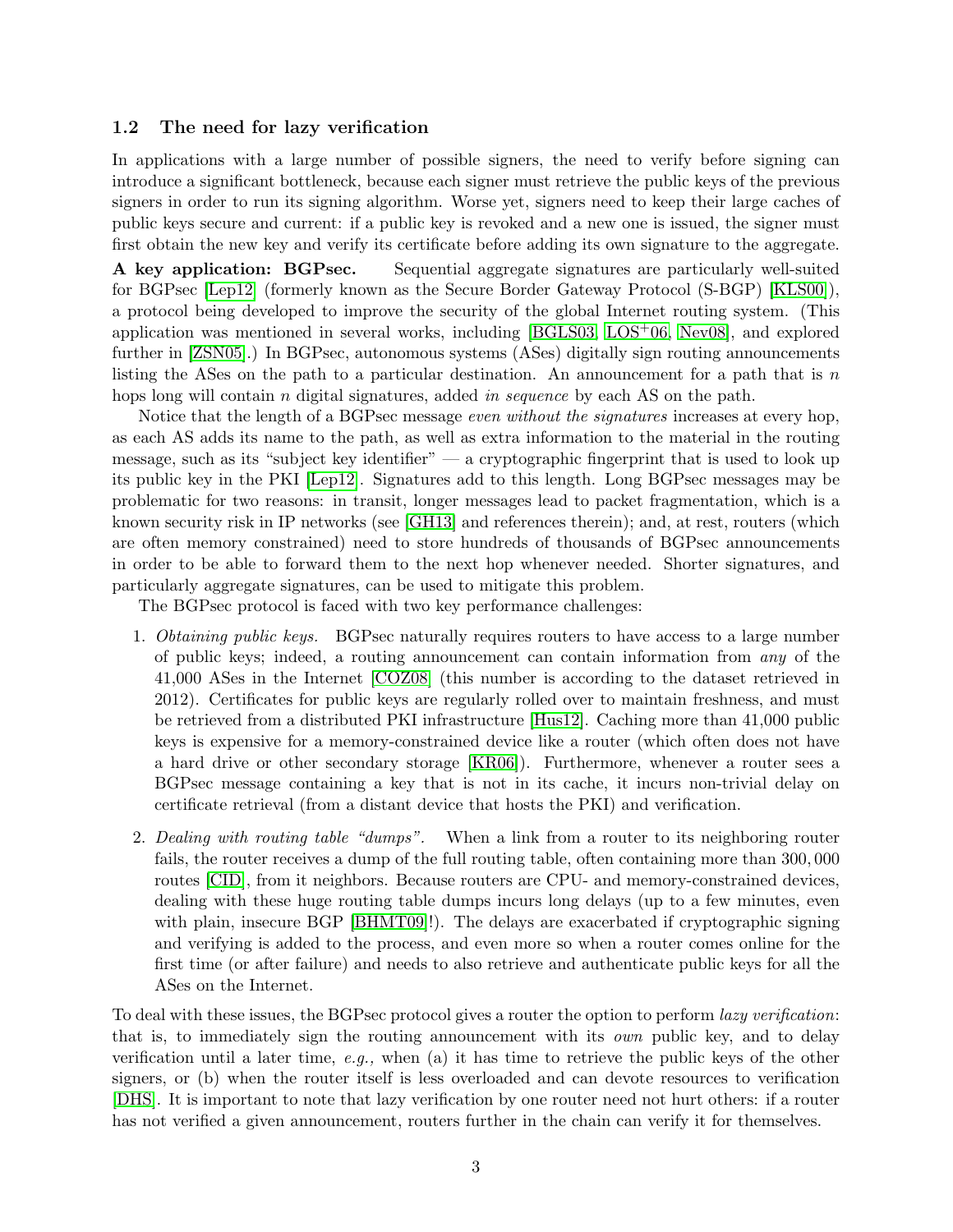### 1.2 The need for lazy verification

In applications with a large number of possible signers, the need to verify before signing can introduce a significant bottleneck, because each signer must retrieve the public keys of the previous signers in order to run its signing algorithm. Worse yet, signers need to keep their large caches of public keys secure and current: if a public key is revoked and a new one is issued, the signer must first obtain the new key and verify its certificate before adding its own signature to the aggregate.

**A key application: BGPsec.** Sequential aggregate signatures are particularly well-suited for BGPsec [Lep12] (formerly known as the Secure Border Gateway Protocol (S-BGP) [KLS00]), a protocol being developed to improve the security of the global Internet routing system. (This application was mentioned in several works, including [BGLS03, LOS+06, Nev08], and explored further in [ZSN05].) In BGPsec, autonomous systems (ASes) digitally sign routing announcements listing the ASes on the path to a particular destination. An announcement for a path that is $n$ hops long will contain $n$ digital signatures, added *in sequence* by each AS on the path.

Notice that the length of a BGPsec message *even without the signatures* increases at every hop, as each AS adds its name to the path, as well as extra information to the material in the routing message, such as its "subject key identifier" — a cryptographic fingerprint that is used to look up its public key in the PKI [Lep12]. Signatures add to this length. Long BGPsec messages may be problematic for two reasons: in transit, longer messages lead to packet fragmentation, which is a known security risk in IP networks (see [GH13] and references therein); and, at rest, routers (which are often memory constrained) need to store hundreds of thousands of BGPsec announcements in order to be able to forward them to the next hop whenever needed. Shorter signatures, and particularly aggregate signatures, can be used to mitigate this problem.

The BGPsec protocol is faced with two key performance challenges:

1. *Obtaining public keys.* BGPsec naturally requires routers to have access to a large number of public keys; indeed, a routing announcement can contain information from *any* of the 41,000 ASes in the Internet [COZ08] (this number is according to the dataset retrieved in 2012). Certificates for public keys are regularly rolled over to maintain freshness, and must be retrieved from a distributed PKI infrastructure [Hus12]. Caching more than 41,000 public keys is expensive for a memory-constrained device like a router (which often does not have a hard drive or other secondary storage [KR06]). Furthermore, whenever a router sees a BGPsec message containing a key that is not in its cache, it incurs non-trivial delay on certificate retrieval (from a distant device that hosts the PKI) and verification.

2. *Dealing with routing table "dumps".* When a link from a router to its neighboring router fails, the router receives a dump of the full routing table, often containing more than 300,000 routes [CID], from it neighbors. Because routers are CPU- and memory-constrained devices, dealing with these huge routing table dumps incurs long delays (up to a few minutes, even with plain, insecure BGP [BHMT09]!). The delays are exacerbated if cryptographic signing and verifying is added to the process, and even more so when a router comes online for the first time (or after failure) and needs to also retrieve and authenticate public keys for all the ASes on the Internet.

To deal with these issues, the BGPsec protocol gives a router the option to perform *lazy verification*: that is, to immediately sign the routing announcement with its *own* public key, and to delay verification until a later time, *e.g.,* when (a) it has time to retrieve the public keys of the other signers, or (b) when the router itself is less overloaded and can devote resources to verification [DHS]. It is important to note that lazy verification by one router need not hurt others: if a router has not verified a given announcement, routers further in the chain can verify it for themselves.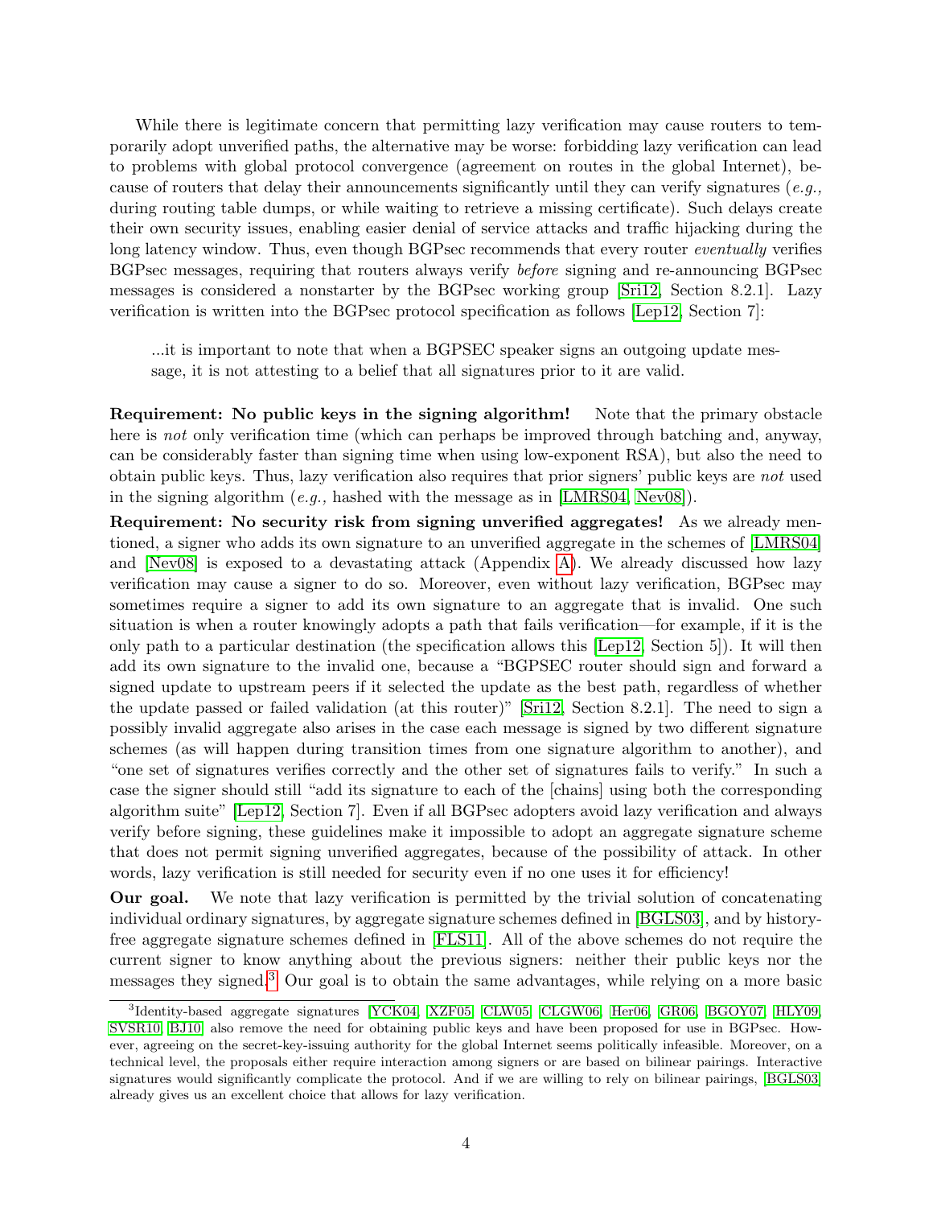While there is legitimate concern that permitting lazy verification may cause routers to temporarily adopt unverified paths, the alternative may be worse: forbidding lazy verification can lead to problems with global protocol convergence (agreement on routes in the global Internet), because of routers that delay their announcements significantly until they can verify signatures (*e.g.,* during routing table dumps, or while waiting to retrieve a missing certificate). Such delays create their own security issues, enabling easier denial of service attacks and traffic hijacking during the long latency window. Thus, even though BGPsec recommends that every router *eventually* verifies BGPsec messages, requiring that routers always verify *before* signing and re-announcing BGPsec messages is considered a nonstarter by the BGPsec working group [Sri12, Section 8.2.1]. Lazy verification is written into the BGPsec protocol specification as follows [Lep12, Section 7]:

> ...it is important to note that when a BGPSEC speaker signs an outgoing update message, it is not attesting to a belief that all signatures prior to it are valid.

**Requirement: No public keys in the signing algorithm!** Note that the primary obstacle here is *not* only verification time (which can perhaps be improved through batching and, anyway, can be considerably faster than signing time when using low-exponent RSA), but also the need to obtain public keys. Thus, lazy verification also requires that prior signers' public keys are *not* used in the signing algorithm (*e.g.,* hashed with the message as in [LMRS04, Nev08]).

**Requirement: No security risk from signing unverified aggregates!** As we already mentioned, a signer who adds its own signature to an unverified aggregate in the schemes of [LMRS04] and [Nev08] is exposed to a devastating attack (Appendix A). We already discussed how lazy verification may cause a signer to do so. Moreover, even without lazy verification, BGPsec may sometimes require a signer to add its own signature to an aggregate that is invalid. One such situation is when a router knowingly adopts a path that fails verification—for example, if it is the only path to a particular destination (the specification allows this [Lep12, Section 5]). It will then add its own signature to the invalid one, because a "BGPSEC router should sign and forward a signed update to upstream peers if it selected the update as the best path, regardless of whether the update passed or failed validation (at this router)" [Sri12, Section 8.2.1]. The need to sign a possibly invalid aggregate also arises in the case each message is signed by two different signature schemes (as will happen during transition times from one signature algorithm to another), and "one set of signatures verifies correctly and the other set of signatures fails to verify." In such a case the signer should still "add its signature to each of the [chains] using both the corresponding algorithm suite" [Lep12, Section 7]. Even if all BGPsec adopters avoid lazy verification and always verify before signing, these guidelines make it impossible to adopt an aggregate signature scheme that does not permit signing unverified aggregates, because of the possibility of attack. In other words, lazy verification is still needed for security even if no one uses it for efficiency!

**Our goal.** We note that lazy verification is permitted by the trivial solution of concatenating individual ordinary signatures, by aggregate signature schemes defined in [BGLS03], and by history-free aggregate signature schemes defined in [FLS11]. All of the above schemes do not require the current signer to know anything about the previous signers: neither their public keys nor the messages they signed.[3] Our goal is to obtain the same advantages, while relying on a more basic

[3] Identity-based aggregate signatures [YCK04, XZF05, CLW05, CLGW06, Her06, GR06, BGOY07, HLY09, SVSR10, BJ10] also remove the need for obtaining public keys and have been proposed for use in BGPsec. However, agreeing on the secret-key-issuing authority for the global Internet seems politically infeasible. Moreover, on a technical level, the proposals either require interaction among signers or are based on bilinear pairings. Interactive signatures would significantly complicate the protocol. And if we are willing to rely on bilinear pairings, [BGLS03] already gives us an excellent choice that allows for lazy verification.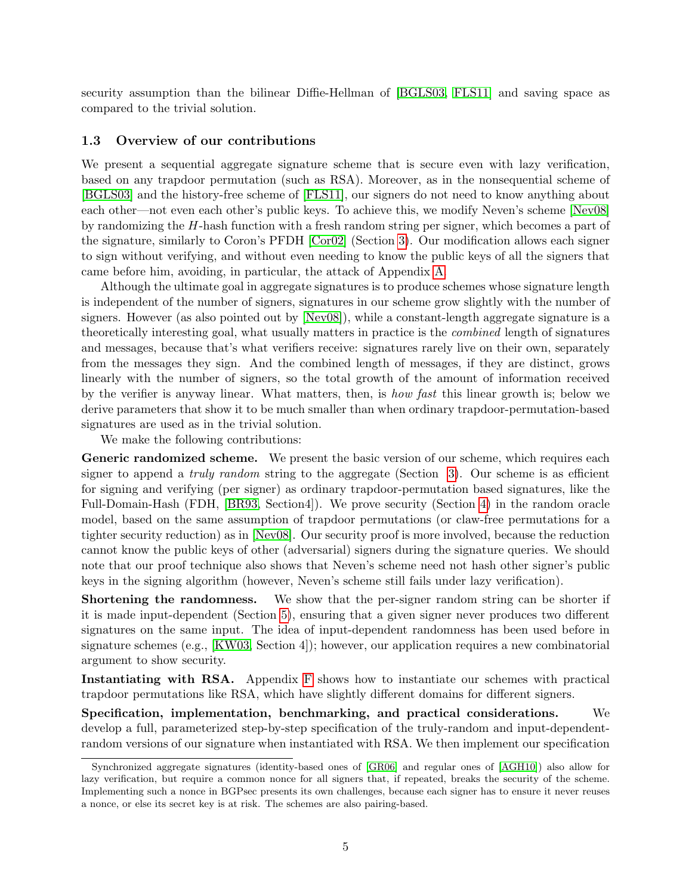security assumption than the bilinear Diffie-Hellman of [BGLS03, FLS11] and saving space as compared to the trivial solution.

### 1.3 Overview of our contributions

We present a sequential aggregate signature scheme that is secure even with lazy verification, based on any trapdoor permutation (such as RSA). Moreover, as in the nonsequential scheme of [BGLS03] and the history-free scheme of [FLS11], our signers do not need to know anything about each other—not even each other's public keys. To achieve this, we modify Neven's scheme [Nev08] by randomizing the $H$-hash function with a fresh random string per signer, which becomes a part of the signature, similarly to Coron's PFDH [Cor02] (Section 3). Our modification allows each signer to sign without verifying, and without even needing to know the public keys of all the signers that came before him, avoiding, in particular, the attack of Appendix A.

Although the ultimate goal in aggregate signatures is to produce schemes whose signature length is independent of the number of signers, signatures in our scheme grow slightly with the number of signers. However (as also pointed out by [Nev08]), while a constant-length aggregate signature is a theoretically interesting goal, what usually matters in practice is the *combined* length of signatures and messages, because that's what verifiers receive: signatures rarely live on their own, separately from the messages they sign. And the combined length of messages, if they are distinct, grows linearly with the number of signers, so the total growth of the amount of information received by the verifier is anyway linear. What matters, then, is *how fast* this linear growth is; below we derive parameters that show it to be much smaller than when ordinary trapdoor-permutation-based signatures are used as in the trivial solution.

We make the following contributions:

**Generic randomized scheme.** We present the basic version of our scheme, which requires each signer to append a *truly random* string to the aggregate (Section 3). Our scheme is as efficient for signing and verifying (per signer) as ordinary trapdoor-permutation based signatures, like the Full-Domain-Hash (FDH, [BR93, Section4]). We prove security (Section 4) in the random oracle model, based on the same assumption of trapdoor permutations (or claw-free permutations for a tighter security reduction) as in [Nev08]. Our security proof is more involved, because the reduction cannot know the public keys of other (adversarial) signers during the signature queries. We should note that our proof technique also shows that Neven's scheme need not hash other signer's public keys in the signing algorithm (however, Neven's scheme still fails under lazy verification).

**Shortening the randomness.** We show that the per-signer random string can be shorter if it is made input-dependent (Section 5), ensuring that a given signer never produces two different signatures on the same input. The idea of input-dependent randomness has been used before in signature schemes (e.g., [KW03, Section 4]); however, our application requires a new combinatorial argument to show security.

**Instantiating with RSA.** Appendix F shows how to instantiate our schemes with practical trapdoor permutations like RSA, which have slightly different domains for different signers.

**Specification, implementation, benchmarking, and practical considerations.** We develop a full, parameterized step-by-step specification of the truly-random and input-dependent-random versions of our signature when instantiated with RSA. We then implement our specification

---

Synchronized aggregate signatures (identity-based ones of [GR06] and regular ones of [AGH10]) also allow for lazy verification, but require a common nonce for all signers that, if repeated, breaks the security of the scheme. Implementing such a nonce in BGPsec presents its own challenges, because each signer has to ensure it never reuses a nonce, or else its secret key is at risk. The schemes are also pairing-based.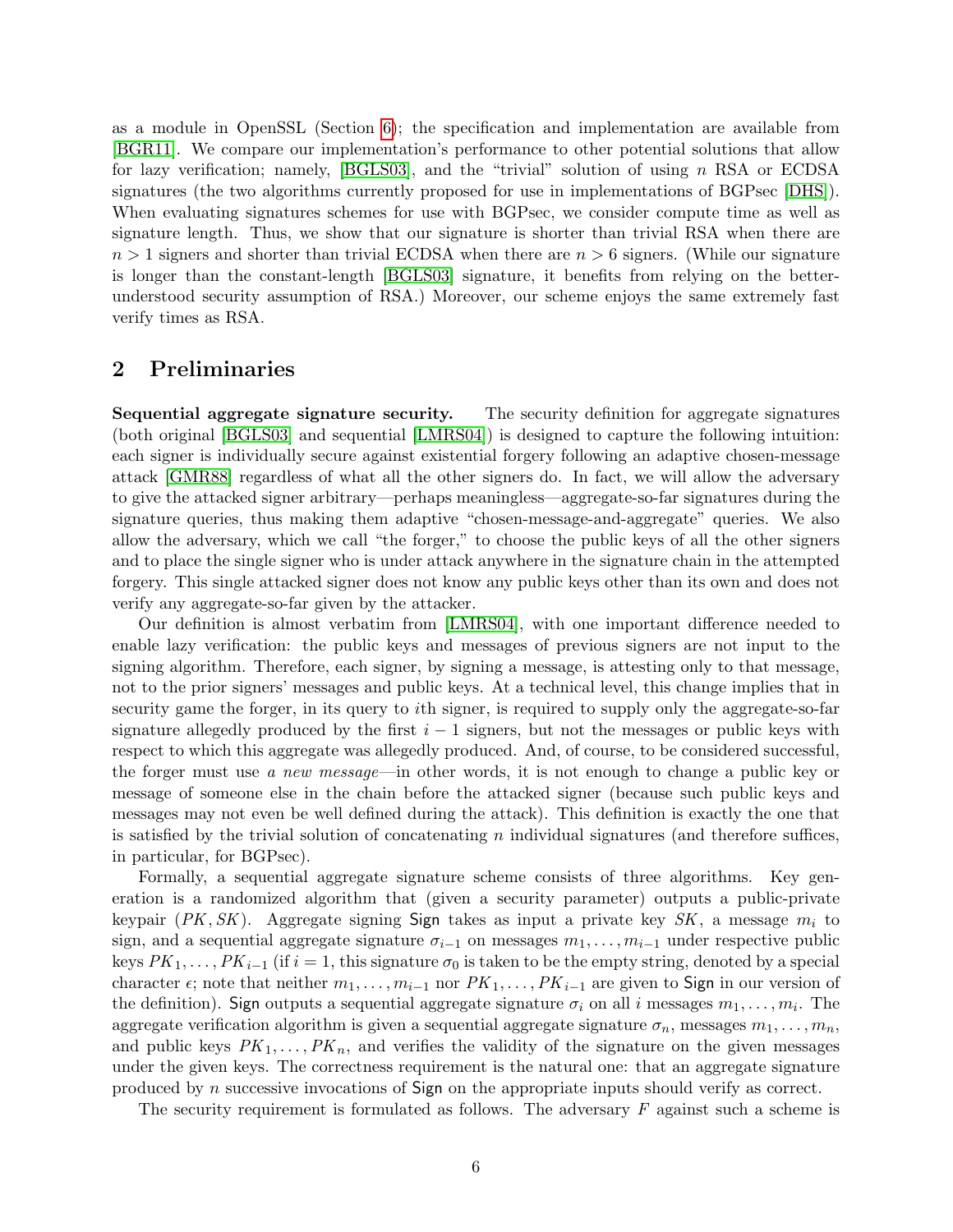as a module in OpenSSL (Section 6); the specification and implementation are available from [BGR11]. We compare our implementation's performance to other potential solutions that allow for lazy verification; namely, [BGLS03], and the "trivial" solution of using $n$ RSA or ECDSA signatures (the two algorithms currently proposed for use in implementations of BGPsec [DHS]). When evaluating signatures schemes for use with BGPsec, we consider compute time as well as signature length. Thus, we show that our signature is shorter than trivial RSA when there are $n > 1$ signers and shorter than trivial ECDSA when there are $n > 6$ signers. (While our signature is longer than the constant-length [BGLS03] signature, it benefits from relying on the better-understood security assumption of RSA.) Moreover, our scheme enjoys the same extremely fast verify times as RSA.

## 2 Preliminaries

**Sequential aggregate signature security.** The security definition for aggregate signatures (both original [BGLS03] and sequential [LMRS04]) is designed to capture the following intuition: each signer is individually secure against existential forgery following an adaptive chosen-message attack [GMR88] regardless of what all the other signers do. In fact, we will allow the adversary to give the attacked signer arbitrary—perhaps meaningless—aggregate-so-far signatures during the signature queries, thus making them adaptive "chosen-message-and-aggregate" queries. We also allow the adversary, which we call "the forger," to choose the public keys of all the other signers and to place the single signer who is under attack anywhere in the signature chain in the attempted forgery. This single attacked signer does not know any public keys other than its own and does not verify any aggregate-so-far given by the attacker.

Our definition is almost verbatim from [LMRS04], with one important difference needed to enable lazy verification: the public keys and messages of previous signers are not input to the signing algorithm. Therefore, each signer, by signing a message, is attesting only to that message, not to the prior signers' messages and public keys. At a technical level, this change implies that in security game the forger, in its query to $i$th signer, is required to supply only the aggregate-so-far signature allegedly produced by the first $i-1$ signers, but not the messages or public keys with respect to which this aggregate was allegedly produced. And, of course, to be considered successful, the forger must use *a new message*—in other words, it is not enough to change a public key or message of someone else in the chain before the attacked signer (because such public keys and messages may not even be well defined during the attack). This definition is exactly the one that is satisfied by the trivial solution of concatenating $n$ individual signatures (and therefore suffices, in particular, for BGPsec).

Formally, a sequential aggregate signature scheme consists of three algorithms. Key generation is a randomized algorithm that (given a security parameter) outputs a public-private keypair $(PK, SK)$. Aggregate signing $\mathsf{Sign}$ takes as input a private key $SK$, a message $m_i$ to sign, and a sequential aggregate signature $\sigma_{i-1}$ on messages $m_1, \ldots, m_{i-1}$ under respective public keys $PK_1, \ldots, PK_{i-1}$ (if $i = 1$, this signature $\sigma_0$ is taken to be the empty string, denoted by a special character $\epsilon$; note that neither $m_1, \ldots, m_{i-1}$ nor $PK_1, \ldots, PK_{i-1}$ are given to $\mathsf{Sign}$ in our version of the definition). $\mathsf{Sign}$ outputs a sequential aggregate signature $\sigma_i$ on all $i$ messages $m_1, \ldots, m_i$. The aggregate verification algorithm is given a sequential aggregate signature $\sigma_n$, messages $m_1, \ldots, m_n$, and public keys $PK_1, \ldots, PK_n$, and verifies the validity of the signature on the given messages under the given keys. The correctness requirement is the natural one: that an aggregate signature produced by $n$ successive invocations of $\mathsf{Sign}$ on the appropriate inputs should verify as correct.

The security requirement is formulated as follows. The adversary $F$ against such a scheme is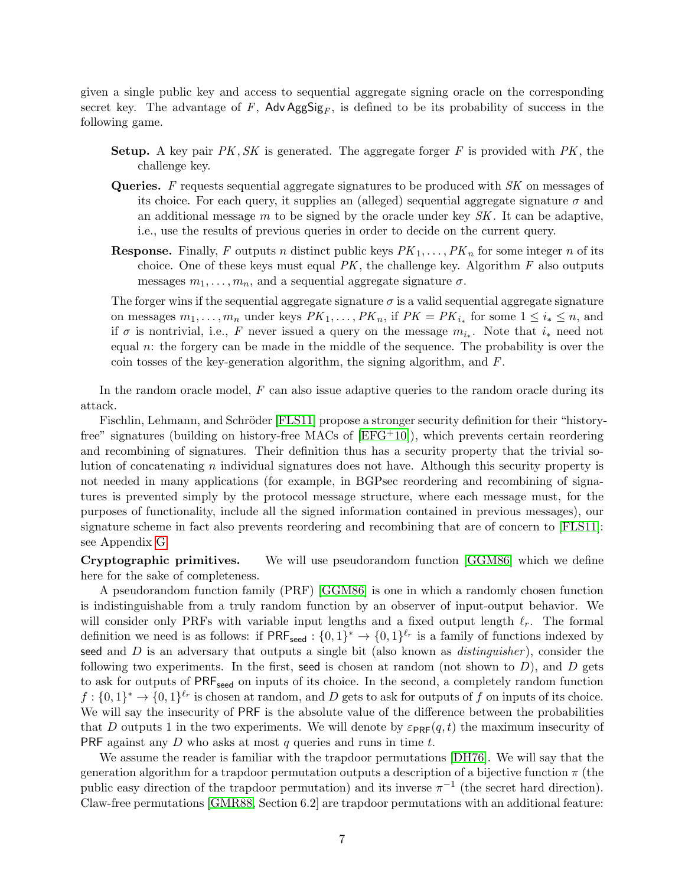given a single public key and access to sequential aggregate signing oracle on the corresponding secret key. The advantage of $F$, $\mathsf{Adv\,AggSig}_F$, is defined to be its probability of success in the following game.

**Setup.** A key pair $PK, SK$ is generated. The aggregate forger $F$ is provided with $PK$, the challenge key.

**Queries.** $F$ requests sequential aggregate signatures to be produced with $SK$ on messages of its choice. For each query, it supplies an (alleged) sequential aggregate signature $\sigma$ and an additional message $m$ to be signed by the oracle under key $SK$. It can be adaptive, i.e., use the results of previous queries in order to decide on the current query.

**Response.** Finally, $F$ outputs $n$ distinct public keys $PK_1, \ldots, PK_n$ for some integer $n$ of its choice. One of these keys must equal $PK$, the challenge key. Algorithm $F$ also outputs messages $m_1, \ldots, m_n$, and a sequential aggregate signature $\sigma$.

The forger wins if the sequential aggregate signature $\sigma$ is a valid sequential aggregate signature on messages $m_1, \ldots, m_n$ under keys $PK_1, \ldots, PK_n$, if $PK = PK_{i_*}$ for some $1 \leq i_* \leq n$, and if $\sigma$ is nontrivial, i.e., $F$ never issued a query on the message $m_{i_*}$. Note that $i_*$ need not equal $n$: the forgery can be made in the middle of the sequence. The probability is over the coin tosses of the key-generation algorithm, the signing algorithm, and $F$.

In the random oracle model, $F$ can also issue adaptive queries to the random oracle during its attack.

Fischlin, Lehmann, and Schröder [FLS11] propose a stronger security definition for their "history-free" signatures (building on history-free MACs of [EFG+10]), which prevents certain reordering and recombining of signatures. Their definition thus has a security property that the trivial solution of concatenating $n$ individual signatures does not have. Although this security property is not needed in many applications (for example, in BGPsec reordering and recombining of signatures is prevented simply by the protocol message structure, where each message must, for the purposes of functionality, include all the signed information contained in previous messages), our signature scheme in fact also prevents reordering and recombining that are of concern to [FLS11]: see Appendix G.

**Cryptographic primitives.** We will use pseudorandom function [GGM86] which we define here for the sake of completeness.

A pseudorandom function family (PRF) [GGM86] is one in which a randomly chosen function is indistinguishable from a truly random function by an observer of input-output behavior. We will consider only PRFs with variable input lengths and a fixed output length $\ell_r$. The formal definition we need is as follows: if $\mathsf{PRF}_{\mathsf{seed}} : \{0,1\}^* \to \{0,1\}^{\ell_r}$ is a family of functions indexed by seed and $D$ is an adversary that outputs a single bit (also known as *distinguisher*), consider the following two experiments. In the first, seed is chosen at random (not shown to $D$), and $D$ gets to ask for outputs of $\mathsf{PRF}_{\mathsf{seed}}$ on inputs of its choice. In the second, a completely random function $f : \{0,1\}^* \to \{0,1\}^{\ell_r}$ is chosen at random, and $D$ gets to ask for outputs of $f$ on inputs of its choice. We will say the insecurity of PRF is the absolute value of the difference between the probabilities that $D$ outputs 1 in the two experiments. We will denote by $\varepsilon_{\mathsf{PRF}}(q, t)$ the maximum insecurity of PRF against any $D$ who asks at most $q$ queries and runs in time $t$.

We assume the reader is familiar with the trapdoor permutations [DH76]. We will say that the generation algorithm for a trapdoor permutation outputs a description of a bijective function $\pi$ (the public easy direction of the trapdoor permutation) and its inverse $\pi^{-1}$ (the secret hard direction). Claw-free permutations [GMR88, Section 6.2] are trapdoor permutations with an additional feature: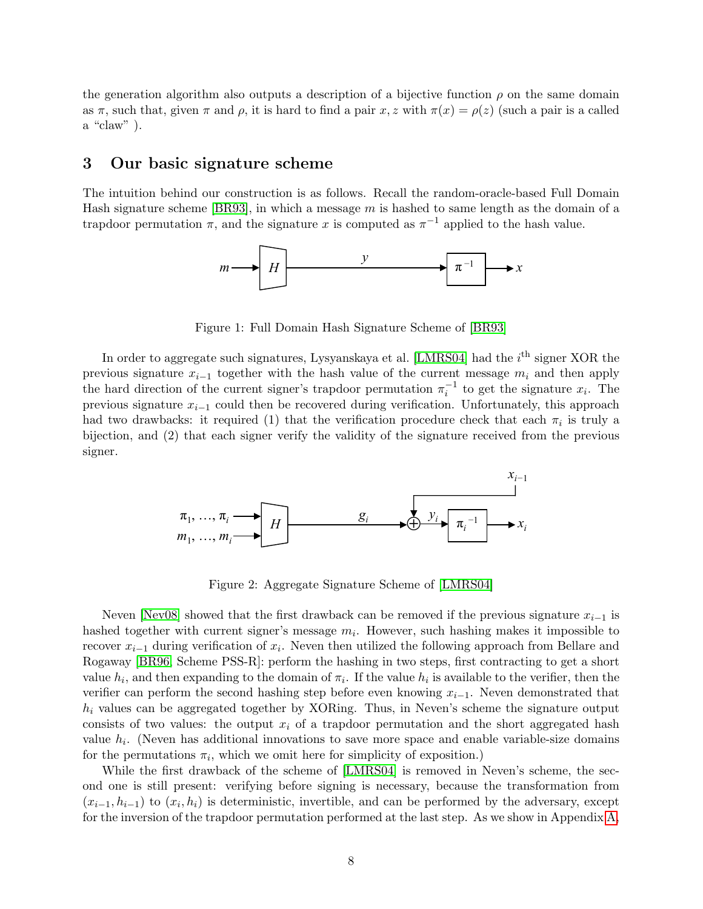the generation algorithm also outputs a description of a bijective function $\rho$ on the same domain as $\pi$, such that, given $\pi$ and $\rho$, it is hard to find a pair $x, z$ with $\pi(x) = \rho(z)$ (such a pair is a called a "claw" ).

## 3 Our basic signature scheme

The intuition behind our construction is as follows. Recall the random-oracle-based Full Domain Hash signature scheme [BR93], in which a message $m$ is hashed to same length as the domain of a trapdoor permutation $\pi$, and the signature $x$ is computed as $\pi^{-1}$ applied to the hash value.

Figure 1: Full Domain Hash Signature Scheme of [BR93]

In order to aggregate such signatures, Lysyanskaya et al. [LMRS04] had the $i^{\text{th}}$ signer XOR the previous signature $x_{i-1}$ together with the hash value of the current message $m_i$ and then apply the hard direction of the current signer's trapdoor permutation $\pi_i^{-1}$ to get the signature $x_i$. The previous signature $x_{i-1}$ could then be recovered during verification. Unfortunately, this approach had two drawbacks: it required (1) that the verification procedure check that each $\pi_i$ is truly a bijection, and (2) that each signer verify the validity of the signature received from the previous signer.

Figure 2: Aggregate Signature Scheme of [LMRS04]

Neven [Nev08] showed that the first drawback can be removed if the previous signature $x_{i-1}$ is hashed together with current signer's message $m_i$. However, such hashing makes it impossible to recover $x_{i-1}$ during verification of $x_i$. Neven then utilized the following approach from Bellare and Rogaway [BR96, Scheme PSS-R]: perform the hashing in two steps, first contracting to get a short value $h_i$, and then expanding to the domain of $\pi_i$. If the value $h_i$ is available to the verifier, then the verifier can perform the second hashing step before even knowing $x_{i-1}$. Neven demonstrated that $h_i$ values can be aggregated together by XORing. Thus, in Neven's scheme the signature output consists of two values: the output $x_i$ of a trapdoor permutation and the short aggregated hash value $h_i$. (Neven has additional innovations to save more space and enable variable-size domains for the permutations $\pi_i$, which we omit here for simplicity of exposition.)

While the first drawback of the scheme of [LMRS04] is removed in Neven's scheme, the second one is still present: verifying before signing is necessary, because the transformation from $(x_{i-1}, h_{i-1})$ to $(x_i, h_i)$ is deterministic, invertible, and can be performed by the adversary, except for the inversion of the trapdoor permutation performed at the last step. As we show in Appendix A,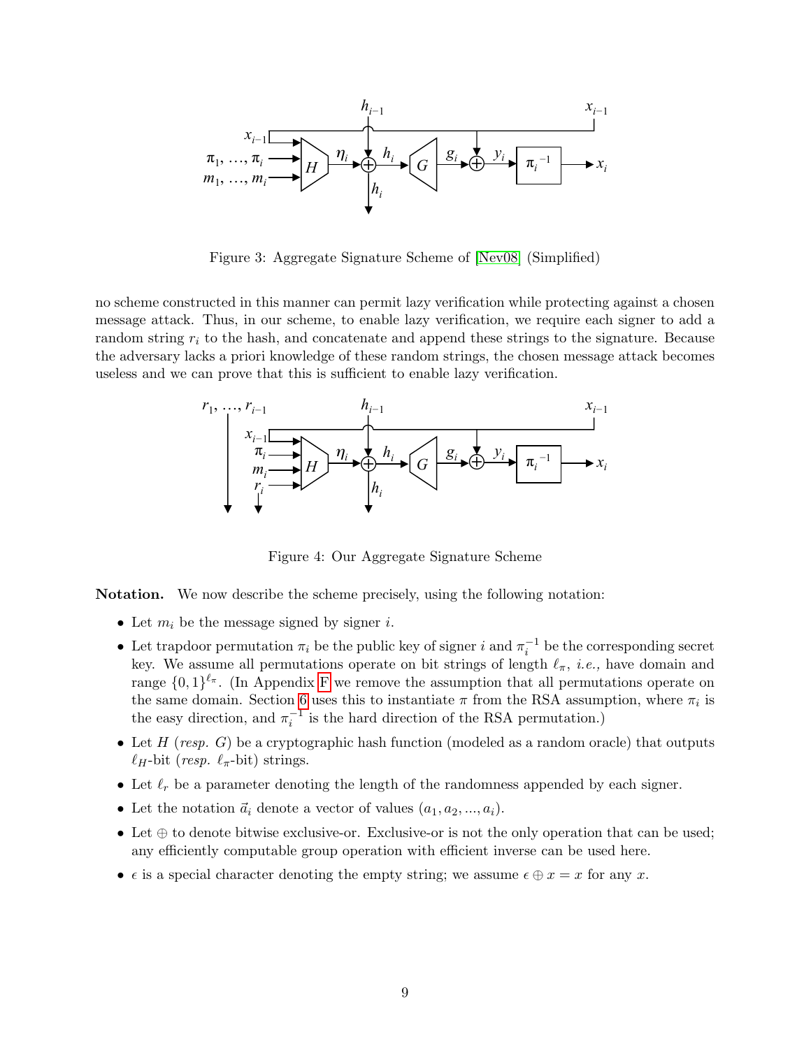Figure 3: Aggregate Signature Scheme of [Nev08] (Simplified)

no scheme constructed in this manner can permit lazy verification while protecting against a chosen message attack. Thus, in our scheme, to enable lazy verification, we require each signer to add a random string $r_i$ to the hash, and concatenate and append these strings to the signature. Because the adversary lacks a priori knowledge of these random strings, the chosen message attack becomes useless and we can prove that this is sufficient to enable lazy verification.

Figure 4: Our Aggregate Signature Scheme

**Notation.** We now describe the scheme precisely, using the following notation:

- Let $m_i$ be the message signed by signer $i$.
- Let trapdoor permutation $\pi_i$ be the public key of signer $i$ and $\pi_i^{-1}$ be the corresponding secret key. We assume all permutations operate on bit strings of length $\ell_\pi$, *i.e.,* have domain and range $\{0,1\}^{\ell_\pi}$. (In Appendix F we remove the assumption that all permutations operate on the same domain. Section 6 uses this to instantiate $\pi$ from the RSA assumption, where $\pi_i$ is the easy direction, and $\pi_i^{-1}$ is the hard direction of the RSA permutation.)
- Let $H$ (*resp.* $G$) be a cryptographic hash function (modeled as a random oracle) that outputs $\ell_H$-bit (*resp.* $\ell_\pi$-bit) strings.
- Let $\ell_r$ be a parameter denoting the length of the randomness appended by each signer.
- Let the notation $\vec{a}_i$ denote a vector of values $(a_1, a_2, ..., a_i)$.
- Let $\oplus$ to denote bitwise exclusive-or. Exclusive-or is not the only operation that can be used; any efficiently computable group operation with efficient inverse can be used here.
- $\epsilon$ is a special character denoting the empty string; we assume $\epsilon \oplus x = x$ for any $x$.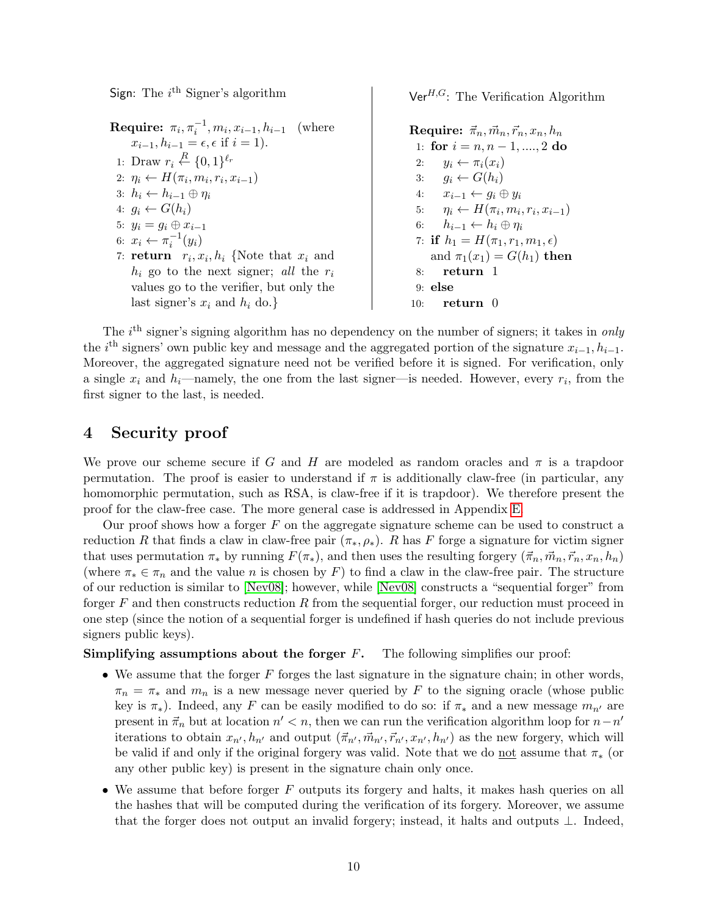Sign: The $i^{\text{th}}$ Signer's algorithm

**Require:** $\pi_i, \pi_i^{-1}, m_i, x_{i-1}, h_{i-1}$ (where $x_{i-1}, h_{i-1} = \epsilon, \epsilon$ if $i = 1$).

1: Draw $r_i \xleftarrow{R} \{0,1\}^{\ell_r}$
2: $\eta_i \leftarrow H(\pi_i, m_i, r_i, x_{i-1})$
3: $h_i \leftarrow h_{i-1} \oplus \eta_i$
4: $g_i \leftarrow G(h_i)$
5: $y_i = g_i \oplus x_{i-1}$
6: $x_i \leftarrow \pi_i^{-1}(y_i)$
7: **return** $r_i, x_i, h_i$ {Note that $x_i$ and $h_i$ go to the next signer; *all* the $r_i$ values go to the verifier, but only the last signer's $x_i$ and $h_i$ do.}

$\mathsf{Ver}^{H,G}$: The Verification Algorithm

**Require:** $\vec{\pi}_n, \vec{m}_n, \vec{r}_n, x_n, h_n$

1: **for** $i = n, n-1, ...., 2$ **do**
2: $\quad y_i \leftarrow \pi_i(x_i)$
3: $\quad g_i \leftarrow G(h_i)$
4: $\quad x_{i-1} \leftarrow g_i \oplus y_i$
5: $\quad \eta_i \leftarrow H(\pi_i, m_i, r_i, x_{i-1})$
6: $\quad h_{i-1} \leftarrow h_i \oplus \eta_i$
7: **if** $h_1 = H(\pi_1, r_1, m_1, \epsilon)$ and $\pi_1(x_1) = G(h_1)$ **then**
8: $\quad$ **return** 1
9: **else**
10: $\quad$ **return** 0

The $i^{\text{th}}$ signer's signing algorithm has no dependency on the number of signers; it takes in *only* the $i^{\text{th}}$ signers' own public key and message and the aggregated portion of the signature $x_{i-1}, h_{i-1}$. Moreover, the aggregated signature need not be verified before it is signed. For verification, only a single $x_i$ and $h_i$—namely, the one from the last signer—is needed. However, every $r_i$, from the first signer to the last, is needed.

## 4 Security proof

We prove our scheme secure if $G$ and $H$ are modeled as random oracles and $\pi$ is a trapdoor permutation. The proof is easier to understand if $\pi$ is additionally claw-free (in particular, any homomorphic permutation, such as RSA, is claw-free if it is trapdoor). We therefore present the proof for the claw-free case. The more general case is addressed in Appendix E.

Our proof shows how a forger $F$ on the aggregate signature scheme can be used to construct a reduction $R$ that finds a claw in claw-free pair $(\pi_*, \rho_*)$. $R$ has $F$ forge a signature for victim signer that uses permutation $\pi_*$ by running $F(\pi_*)$, and then uses the resulting forgery $(\vec{\pi}_n, \vec{m}_n, \vec{r}_n, x_n, h_n)$ (where $\pi_* \in \pi_n$ and the value $n$ is chosen by $F$) to find a claw in the claw-free pair. The structure of our reduction is similar to [Nev08]; however, while [Nev08] constructs a "sequential forger" from forger $F$ and then constructs reduction $R$ from the sequential forger, our reduction must proceed in one step (since the notion of a sequential forger is undefined if hash queries do not include previous signers public keys).

**Simplifying assumptions about the forger $F$.** The following simplifies our proof:

- We assume that the forger $F$ forges the last signature in the signature chain; in other words, $\pi_n = \pi_*$ and $m_n$ is a new message never queried by $F$ to the signing oracle (whose public key is $\pi_*$). Indeed, any $F$ can be easily modified to do so: if $\pi_*$ and a new message $m_{n'}$ are present in $\vec{\pi}_n$ but at location $n' < n$, then we can run the verification algorithm loop for $n-n'$ iterations to obtain $x_{n'}, h_{n'}$ and output $(\vec{\pi}_{n'}, \vec{m}_{n'}, \vec{r}_{n'}, x_{n'}, h_{n'})$ as the new forgery, which will be valid if and only if the original forgery was valid. Note that we do not assume that $\pi_*$ (or any other public key) is present in the signature chain only once.
- We assume that before forger $F$ outputs its forgery and halts, it makes hash queries on all the hashes that will be computed during the verification of its forgery. Moreover, we assume that the forger does not output an invalid forgery; instead, it halts and outputs $\perp$. Indeed,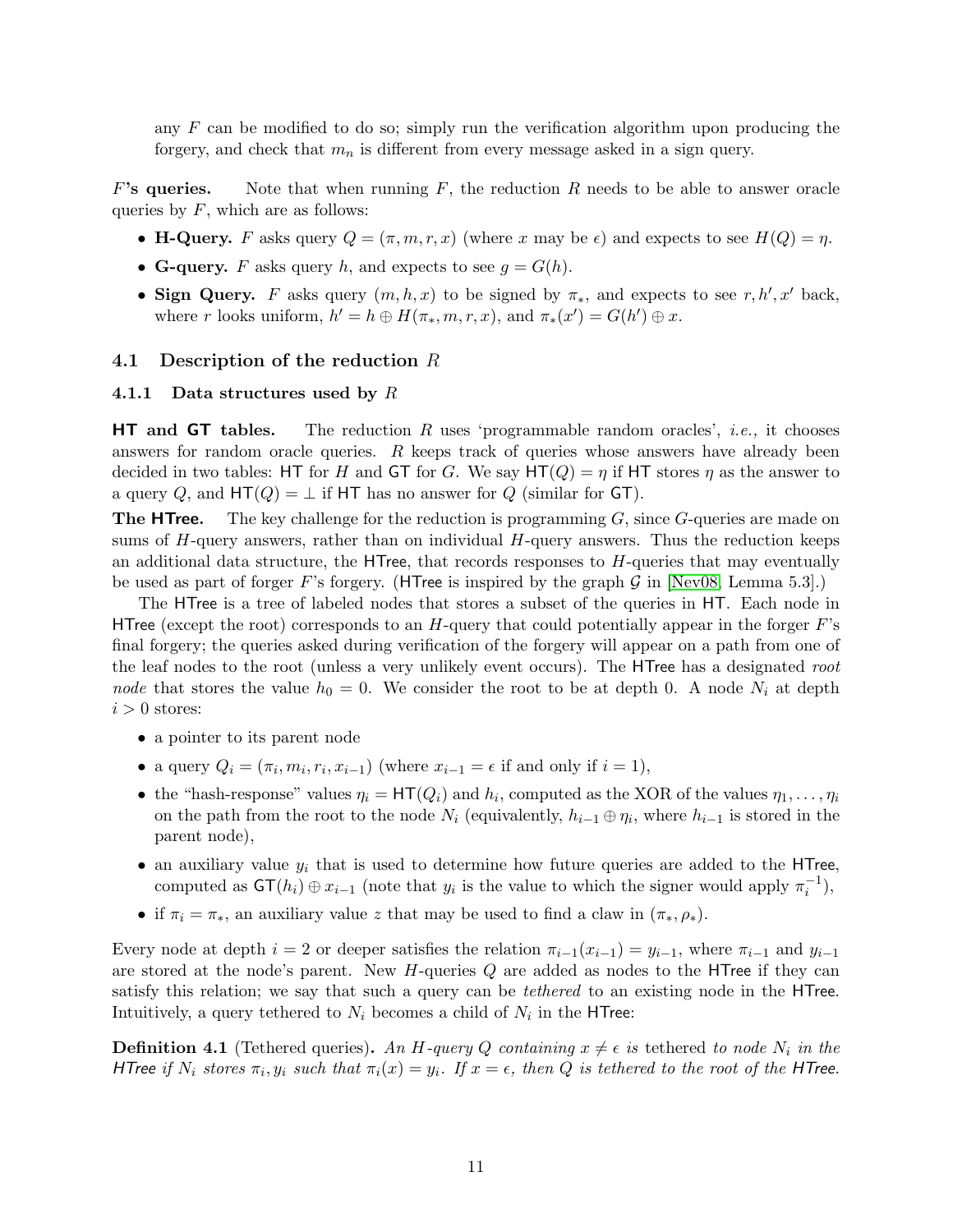any $F$ can be modified to do so; simply run the verification algorithm upon producing the forgery, and check that $m_n$ is different from every message asked in a sign query.

**$F$'s queries.** Note that when running $F$, the reduction $R$ needs to be able to answer oracle queries by $F$, which are as follows:

- **H-Query.** $F$ asks query $Q = (\pi, m, r, x)$ (where $x$ may be $\epsilon$) and expects to see $H(Q) = \eta$.
- **G-query.** $F$ asks query $h$, and expects to see $g = G(h)$.
- **Sign Query.** $F$ asks query $(m, h, x)$ to be signed by $\pi_*$, and expects to see $r, h', x'$ back, where $r$ looks uniform, $h' = h \oplus H(\pi_*, m, r, x)$, and $\pi_*(x') = G(h') \oplus x$.

## 4.1 Description of the reduction $R$

### 4.1.1 Data structures used by $R$

**HT and GT tables.** The reduction $R$ uses 'programmable random oracles', *i.e.,* it chooses answers for random oracle queries. $R$ keeps track of queries whose answers have already been decided in two tables: $\mathsf{HT}$ for $H$ and $\mathsf{GT}$ for $G$. We say $\mathsf{HT}(Q) = \eta$ if $\mathsf{HT}$ stores $\eta$ as the answer to a query $Q$, and $\mathsf{HT}(Q) = \perp$ if $\mathsf{HT}$ has no answer for $Q$ (similar for $\mathsf{GT}$).

**The HTree.** The key challenge for the reduction is programming $G$, since $G$-queries are made on sums of $H$-query answers, rather than on individual $H$-query answers. Thus the reduction keeps an additional data structure, the $\mathsf{HTree}$, that records responses to $H$-queries that may eventually be used as part of forger $F$'s forgery. ($\mathsf{HTree}$ is inspired by the graph $\mathcal{G}$ in [Nev08, Lemma 5.3].)

The $\mathsf{HTree}$ is a tree of labeled nodes that stores a subset of the queries in $\mathsf{HT}$. Each node in $\mathsf{HTree}$ (except the root) corresponds to an $H$-query that could potentially appear in the forger $F$'s final forgery; the queries asked during verification of the forgery will appear on a path from one of the leaf nodes to the root (unless a very unlikely event occurs). The $\mathsf{HTree}$ has a designated *root node* that stores the value $h_0 = 0$. We consider the root to be at depth 0. A node $N_i$ at depth $i > 0$ stores:

- a pointer to its parent node
- a query $Q_i = (\pi_i, m_i, r_i, x_{i-1})$ (where $x_{i-1} = \epsilon$ if and only if $i = 1$),
- the "hash-response" values $\eta_i = \mathsf{HT}(Q_i)$ and $h_i$, computed as the XOR of the values $\eta_1, \ldots, \eta_i$ on the path from the root to the node $N_i$ (equivalently, $h_{i-1} \oplus \eta_i$, where $h_{i-1}$ is stored in the parent node),
- an auxiliary value $y_i$ that is used to determine how future queries are added to the $\mathsf{HTree}$, computed as $\mathsf{GT}(h_i) \oplus x_{i-1}$ (note that $y_i$ is the value to which the signer would apply $\pi_i^{-1}$),
- if $\pi_i = \pi_*$, an auxiliary value $z$ that may be used to find a claw in $(\pi_*, \rho_*)$.

Every node at depth $i = 2$ or deeper satisfies the relation $\pi_{i-1}(x_{i-1}) = y_{i-1}$, where $\pi_{i-1}$ and $y_{i-1}$ are stored at the node's parent. New $H$-queries $Q$ are added as nodes to the $\mathsf{HTree}$ if they can satisfy this relation; we say that such a query can be *tethered* to an existing node in the $\mathsf{HTree}$. Intuitively, a query tethered to $N_i$ becomes a child of $N_i$ in the $\mathsf{HTree}$:

**Definition 4.1** (Tethered queries)**.** *An $H$-query $Q$ containing $x \neq \epsilon$ is* tethered *to node $N_i$ in the $\mathsf{HTree}$ if $N_i$ stores $\pi_i, y_i$ such that $\pi_i(x) = y_i$. If $x = \epsilon$, then $Q$ is tethered to the root of the $\mathsf{HTree}$.*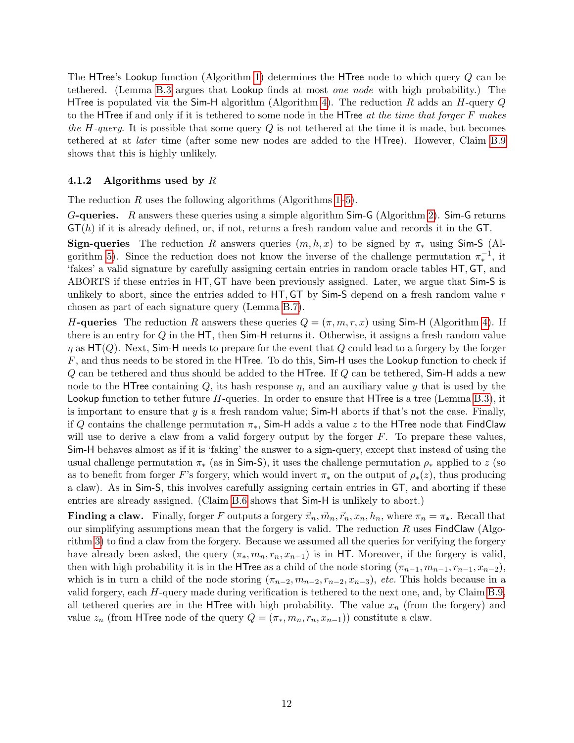The HTree's Lookup function (Algorithm 1) determines the HTree node to which query $Q$ can be tethered. (Lemma B.3 argues that Lookup finds at most *one node* with high probability.) The HTree is populated via the Sim-H algorithm (Algorithm 4). The reduction $R$ adds an $H$-query $Q$ to the HTree if and only if it is tethered to some node in the HTree *at the time that forger $F$ makes the $H$-query.* It is possible that some query $Q$ is not tethered at the time it is made, but becomes tethered at at *later* time (after some new nodes are added to the HTree). However, Claim B.9 shows that this is highly unlikely.

#### 4.1.2 Algorithms used by $R$

The reduction $R$ uses the following algorithms (Algorithms 1–5).

**$G$-queries.** $R$ answers these queries using a simple algorithm Sim-G (Algorithm 2). Sim-G returns $\mathsf{GT}(h)$ if it is already defined, or, if not, returns a fresh random value and records it in the GT.

**Sign-queries** The reduction $R$ answers queries $(m, h, x)$ to be signed by $\pi_*$ using Sim-S (Algorithm 5). Since the reduction does not know the inverse of the challenge permutation $\pi_*^{-1}$, it 'fakes' a valid signature by carefully assigning certain entries in random oracle tables HT, GT, and ABORTS if these entries in HT, GT have been previously assigned. Later, we argue that Sim-S is unlikely to abort, since the entries added to HT, GT by Sim-S depend on a fresh random value $r$ chosen as part of each signature query (Lemma B.7).

**$H$-queries** The reduction $R$ answers these queries $Q = (\pi, m, r, x)$ using Sim-H (Algorithm 4). If there is an entry for $Q$ in the HT, then Sim-H returns it. Otherwise, it assigns a fresh random value $\eta$ as $\mathsf{HT}(Q)$. Next, Sim-H needs to prepare for the event that $Q$ could lead to a forgery by the forger $F$, and thus needs to be stored in the HTree. To do this, Sim-H uses the Lookup function to check if $Q$ can be tethered and thus should be added to the HTree. If $Q$ can be tethered, Sim-H adds a new node to the HTree containing $Q$, its hash response $\eta$, and an auxiliary value $y$ that is used by the Lookup function to tether future $H$-queries. In order to ensure that HTree is a tree (Lemma B.3), it is important to ensure that $y$ is a fresh random value; Sim-H aborts if that's not the case. Finally, if $Q$ contains the challenge permutation $\pi_*$, Sim-H adds a value $z$ to the HTree node that FindClaw will use to derive a claw from a valid forgery output by the forger $F$. To prepare these values, Sim-H behaves almost as if it is 'faking' the answer to a sign-query, except that instead of using the usual challenge permutation $\pi_*$ (as in Sim-S), it uses the challenge permutation $\rho_*$ applied to $z$ (so as to benefit from forger $F$'s forgery, which would invert $\pi_*$ on the output of $\rho_*(z)$, thus producing a claw). As in Sim-S, this involves carefully assigning certain entries in GT, and aborting if these entries are already assigned. (Claim B.6 shows that Sim-H is unlikely to abort.)

**Finding a claw.** Finally, forger $F$ outputs a forgery $\vec{\pi}_n, \vec{m}_n, \vec{r}_n, x_n, h_n$, where $\pi_n = \pi_*$. Recall that our simplifying assumptions mean that the forgery is valid. The reduction $R$ uses FindClaw (Algorithm 3) to find a claw from the forgery. Because we assumed all the queries for verifying the forgery have already been asked, the query $(\pi_*, m_n, r_n, x_{n-1})$ is in HT. Moreover, if the forgery is valid, then with high probability it is in the HTree as a child of the node storing $(\pi_{n-1}, m_{n-1}, r_{n-1}, x_{n-2})$, which is in turn a child of the node storing $(\pi_{n-2}, m_{n-2}, r_{n-2}, x_{n-3})$, *etc.* This holds because in a valid forgery, each $H$-query made during verification is tethered to the next one, and, by Claim B.9, all tethered queries are in the HTree with high probability. The value $x_n$ (from the forgery) and value $z_n$ (from HTree node of the query $Q = (\pi_*, m_n, r_n, x_{n-1})$) constitute a claw.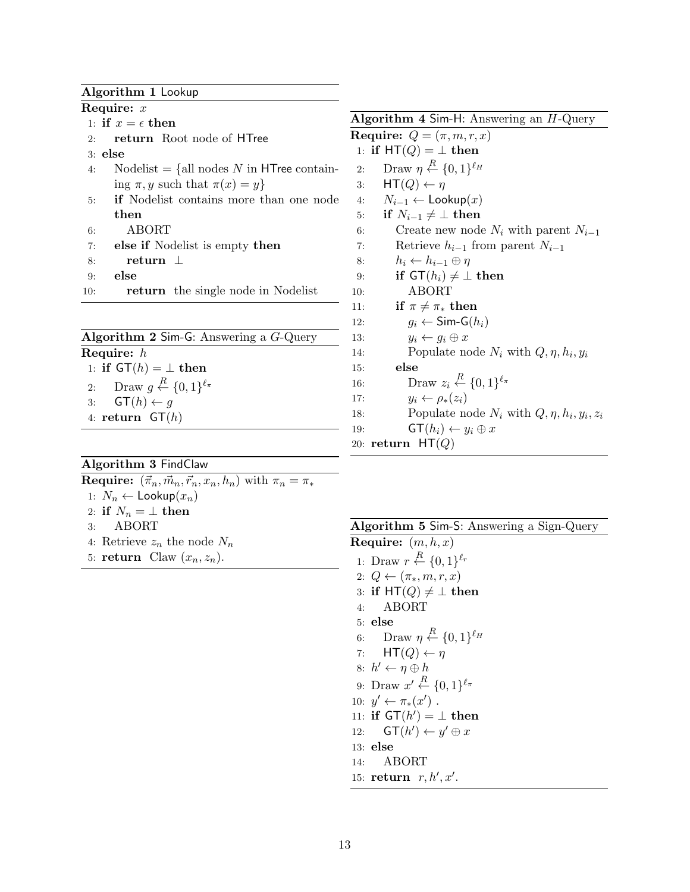**Algorithm 1** Lookup

**Require:** $x$

1: **if** $x = \epsilon$ **then**
2: &nbsp;&nbsp;&nbsp;&nbsp;**return** Root node of HTree
3: **else**
4: &nbsp;&nbsp;&nbsp;&nbsp;Nodelist = {all nodes $N$ in HTree containing $\pi, y$ such that $\pi(x) = y$}
5: &nbsp;&nbsp;&nbsp;&nbsp;**if** Nodelist contains more than one node **then**
6: &nbsp;&nbsp;&nbsp;&nbsp;&nbsp;&nbsp;&nbsp;&nbsp;ABORT
7: &nbsp;&nbsp;&nbsp;&nbsp;**else if** Nodelist is empty **then**
8: &nbsp;&nbsp;&nbsp;&nbsp;&nbsp;&nbsp;&nbsp;&nbsp;**return** $\perp$
9: &nbsp;&nbsp;&nbsp;&nbsp;**else**
10: &nbsp;&nbsp;&nbsp;&nbsp;&nbsp;&nbsp;&nbsp;&nbsp;**return** the single node in Nodelist

**Algorithm 2** Sim-G: Answering a $G$-Query

**Require:** $h$

1: **if** $\mathsf{GT}(h) = \perp$ **then**
2: &nbsp;&nbsp;&nbsp;&nbsp;Draw $g \stackrel{R}{\leftarrow} \{0,1\}^{\ell_\pi}$
3: &nbsp;&nbsp;&nbsp;&nbsp;$\mathsf{GT}(h) \leftarrow g$
4: **return** $\mathsf{GT}(h)$

**Algorithm 3** FindClaw

**Require:** $(\vec{\pi}_n, \vec{m}_n, \vec{r}_n, x_n, h_n)$ with $\pi_n = \pi_*$

1: $N_n \leftarrow \mathsf{Lookup}(x_n)$
2: **if** $N_n = \perp$ **then**
3: &nbsp;&nbsp;&nbsp;&nbsp;ABORT
4: Retrieve $z_n$ the node $N_n$
5: **return** Claw $(x_n, z_n)$.

**Algorithm 4** Sim-H: Answering an $H$-Query

**Require:** $Q = (\pi, m, r, x)$

1: **if** $\mathsf{HT}(Q) = \perp$ **then**
2: &nbsp;&nbsp;&nbsp;&nbsp;Draw $\eta \stackrel{R}{\leftarrow} \{0,1\}^{\ell_H}$
3: &nbsp;&nbsp;&nbsp;&nbsp;$\mathsf{HT}(Q) \leftarrow \eta$
4: &nbsp;&nbsp;&nbsp;&nbsp;$N_{i-1} \leftarrow \mathsf{Lookup}(x)$
5: &nbsp;&nbsp;&nbsp;&nbsp;**if** $N_{i-1} \neq \perp$ **then**
6: &nbsp;&nbsp;&nbsp;&nbsp;&nbsp;&nbsp;&nbsp;&nbsp;Create new node $N_i$ with parent $N_{i-1}$
7: &nbsp;&nbsp;&nbsp;&nbsp;&nbsp;&nbsp;&nbsp;&nbsp;Retrieve $h_{i-1}$ from parent $N_{i-1}$
8: &nbsp;&nbsp;&nbsp;&nbsp;&nbsp;&nbsp;&nbsp;&nbsp;$h_i \leftarrow h_{i-1} \oplus \eta$
9: &nbsp;&nbsp;&nbsp;&nbsp;&nbsp;&nbsp;&nbsp;&nbsp;**if** $\mathsf{GT}(h_i) \neq \perp$ **then**
10: &nbsp;&nbsp;&nbsp;&nbsp;&nbsp;&nbsp;&nbsp;&nbsp;&nbsp;&nbsp;&nbsp;&nbsp;ABORT
11: &nbsp;&nbsp;&nbsp;&nbsp;&nbsp;&nbsp;&nbsp;&nbsp;**if** $\pi \neq \pi_*$ **then**
12: &nbsp;&nbsp;&nbsp;&nbsp;&nbsp;&nbsp;&nbsp;&nbsp;&nbsp;&nbsp;&nbsp;&nbsp;$g_i \leftarrow \mathsf{Sim\text{-}G}(h_i)$
13: &nbsp;&nbsp;&nbsp;&nbsp;&nbsp;&nbsp;&nbsp;&nbsp;&nbsp;&nbsp;&nbsp;&nbsp;$y_i \leftarrow g_i \oplus x$
14: &nbsp;&nbsp;&nbsp;&nbsp;&nbsp;&nbsp;&nbsp;&nbsp;&nbsp;&nbsp;&nbsp;&nbsp;Populate node $N_i$ with $Q, \eta, h_i, y_i$
15: &nbsp;&nbsp;&nbsp;&nbsp;&nbsp;&nbsp;&nbsp;&nbsp;**else**
16: &nbsp;&nbsp;&nbsp;&nbsp;&nbsp;&nbsp;&nbsp;&nbsp;&nbsp;&nbsp;&nbsp;&nbsp;Draw $z_i \stackrel{R}{\leftarrow} \{0,1\}^{\ell_\pi}$
17: &nbsp;&nbsp;&nbsp;&nbsp;&nbsp;&nbsp;&nbsp;&nbsp;&nbsp;&nbsp;&nbsp;&nbsp;$y_i \leftarrow \rho_*(z_i)$
18: &nbsp;&nbsp;&nbsp;&nbsp;&nbsp;&nbsp;&nbsp;&nbsp;&nbsp;&nbsp;&nbsp;&nbsp;Populate node $N_i$ with $Q, \eta, h_i, y_i, z_i$
19: &nbsp;&nbsp;&nbsp;&nbsp;&nbsp;&nbsp;&nbsp;&nbsp;&nbsp;&nbsp;&nbsp;&nbsp;$\mathsf{GT}(h_i) \leftarrow y_i \oplus x$
20: **return** $\mathsf{HT}(Q)$

**Algorithm 5** Sim-S: Answering a Sign-Query

**Require:** $(m, h, x)$

1: Draw $r \stackrel{R}{\leftarrow} \{0,1\}^{\ell_r}$
2: $Q \leftarrow (\pi_*, m, r, x)$
3: **if** $\mathsf{HT}(Q) \neq \perp$ **then**
4: &nbsp;&nbsp;&nbsp;&nbsp;ABORT
5: **else**
6: &nbsp;&nbsp;&nbsp;&nbsp;Draw $\eta \stackrel{R}{\leftarrow} \{0,1\}^{\ell_H}$
7: &nbsp;&nbsp;&nbsp;&nbsp;$\mathsf{HT}(Q) \leftarrow \eta$
8: $h' \leftarrow \eta \oplus h$
9: Draw $x' \stackrel{R}{\leftarrow} \{0,1\}^{\ell_\pi}$
10: $y' \leftarrow \pi_*(x')$ .
11: **if** $\mathsf{GT}(h') = \perp$ **then**
12: &nbsp;&nbsp;&nbsp;&nbsp;$\mathsf{GT}(h') \leftarrow y' \oplus x$
13: **else**
14: &nbsp;&nbsp;&nbsp;&nbsp;ABORT
15: **return** $r, h', x'$.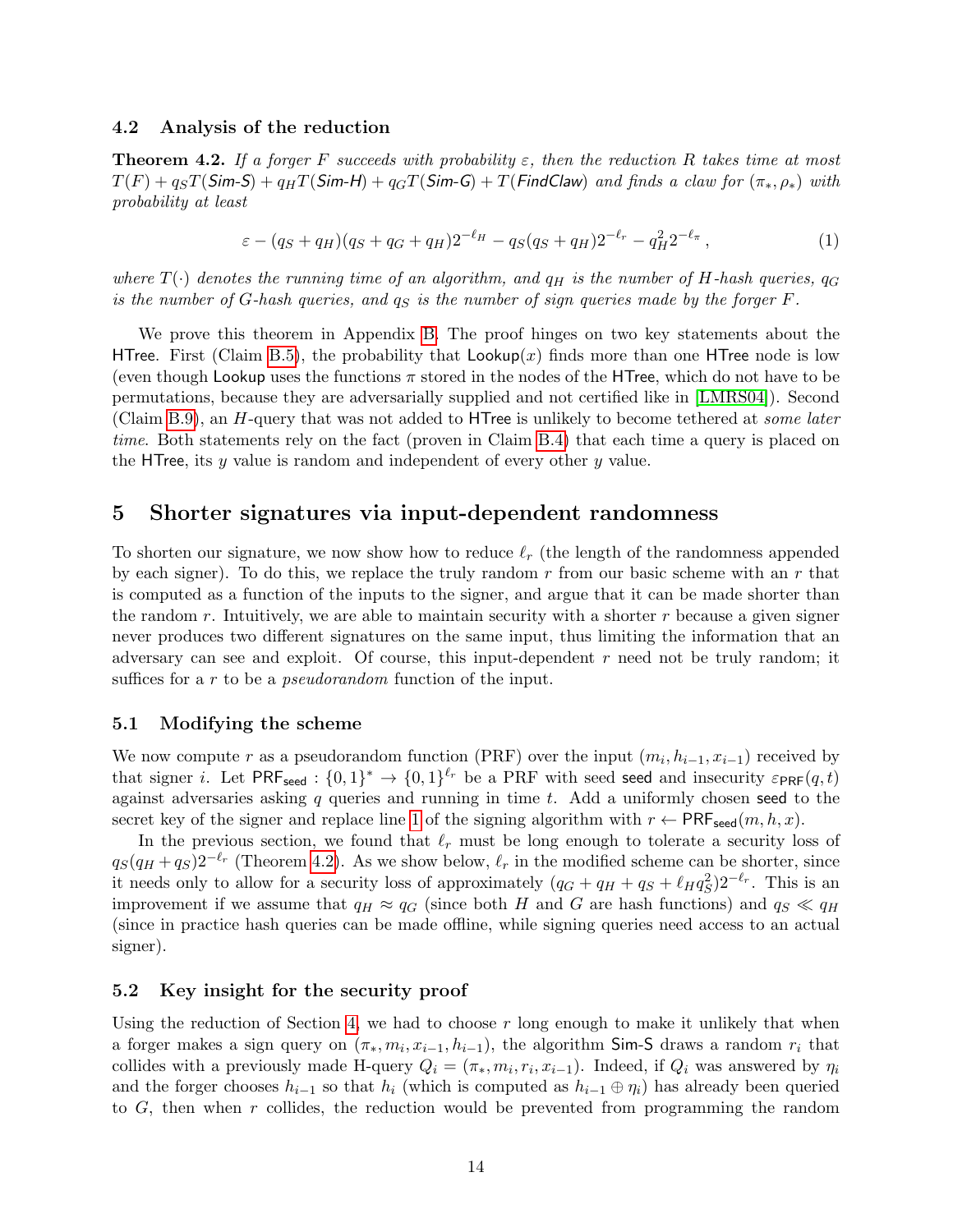### 4.2 Analysis of the reduction

**Theorem 4.2.** *If a forger $F$ succeeds with probability $\varepsilon$, then the reduction $R$ takes time at most $T(F) + q_S T(\textsf{Sim-S}) + q_H T(\textsf{Sim-H}) + q_G T(\textsf{Sim-G}) + T(\textsf{FindClaw})$ and finds a claw for $(\pi_*, \rho_*)$ with probability at least*

$$\varepsilon - (q_S + q_H)(q_S + q_G + q_H)2^{-\ell_H} - q_S(q_S + q_H)2^{-\ell_r} - q_H^2 2^{-\ell_\pi}\,, \tag{1}$$

*where $T(\cdot)$ denotes the running time of an algorithm, and $q_H$ is the number of $H$-hash queries, $q_G$ is the number of $G$-hash queries, and $q_S$ is the number of sign queries made by the forger $F$.*

We prove this theorem in Appendix B. The proof hinges on two key statements about the HTree. First (Claim B.5), the probability that $\mathsf{Lookup}(x)$ finds more than one HTree node is low (even though Lookup uses the functions $\pi$ stored in the nodes of the HTree, which do not have to be permutations, because they are adversarially supplied and not certified like in [LMRS04]). Second (Claim B.9), an $H$-query that was not added to HTree is unlikely to become tethered at *some later time*. Both statements rely on the fact (proven in Claim B.4) that each time a query is placed on the HTree, its $y$ value is random and independent of every other $y$ value.

## 5 Shorter signatures via input-dependent randomness

To shorten our signature, we now show how to reduce $\ell_r$ (the length of the randomness appended by each signer). To do this, we replace the truly random $r$ from our basic scheme with an $r$ that is computed as a function of the inputs to the signer, and argue that it can be made shorter than the random $r$. Intuitively, we are able to maintain security with a shorter $r$ because a given signer never produces two different signatures on the same input, thus limiting the information that an adversary can see and exploit. Of course, this input-dependent $r$ need not be truly random; it suffices for a $r$ to be a *pseudorandom* function of the input.

### 5.1 Modifying the scheme

We now compute $r$ as a pseudorandom function (PRF) over the input $(m_i, h_{i-1}, x_{i-1})$ received by that signer $i$. Let $\mathsf{PRF}_{\mathsf{seed}} : \{0,1\}^* \to \{0,1\}^{\ell_r}$ be a PRF with seed seed and insecurity $\varepsilon_{\mathsf{PRF}}(q,t)$ against adversaries asking $q$ queries and running in time $t$. Add a uniformly chosen seed to the secret key of the signer and replace line 1 of the signing algorithm with $r \leftarrow \mathsf{PRF}_{\mathsf{seed}}(m, h, x)$.

In the previous section, we found that $\ell_r$ must be long enough to tolerate a security loss of $q_S(q_H + q_S)2^{-\ell_r}$ (Theorem 4.2). As we show below, $\ell_r$ in the modified scheme can be shorter, since it needs only to allow for a security loss of approximately $(q_G + q_H + q_S + \ell_H q_S^2)2^{-\ell_r}$. This is an improvement if we assume that $q_H \approx q_G$ (since both $H$ and $G$ are hash functions) and $q_S \ll q_H$ (since in practice hash queries can be made offline, while signing queries need access to an actual signer).

### 5.2 Key insight for the security proof

Using the reduction of Section 4, we had to choose $r$ long enough to make it unlikely that when a forger makes a sign query on $(\pi_*, m_i, x_{i-1}, h_{i-1})$, the algorithm Sim-S draws a random $r_i$ that collides with a previously made H-query $Q_i = (\pi_*, m_i, r_i, x_{i-1})$. Indeed, if $Q_i$ was answered by $\eta_i$ and the forger chooses $h_{i-1}$ so that $h_i$ (which is computed as $h_{i-1} \oplus \eta_i$) has already been queried to $G$, then when $r$ collides, the reduction would be prevented from programming the random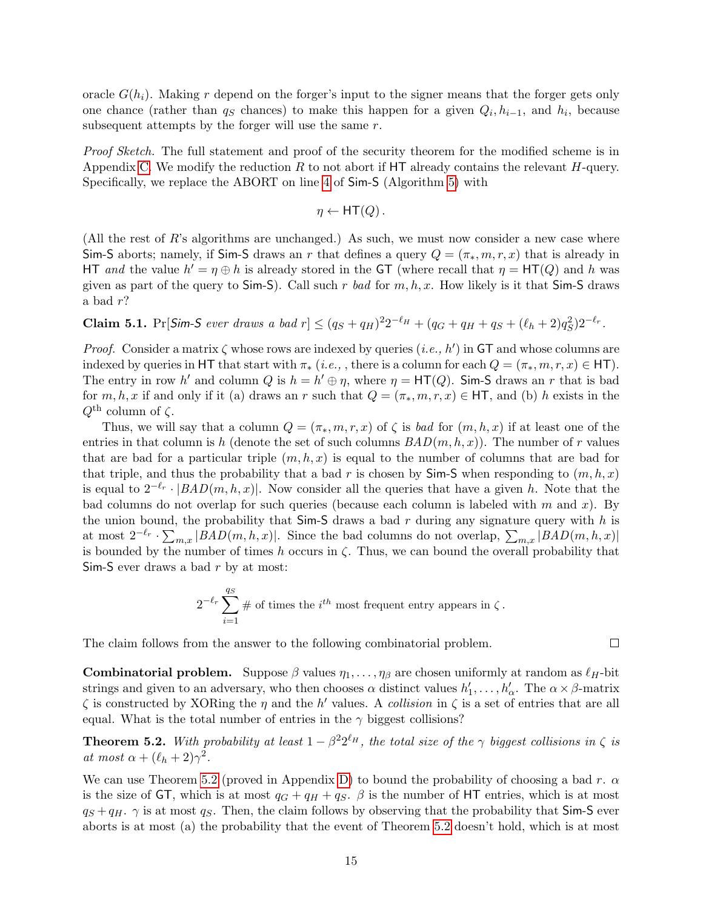oracle $G(h_i)$. Making $r$ depend on the forger's input to the signer means that the forger gets only one chance (rather than $q_S$ chances) to make this happen for a given $Q_i, h_{i-1}$, and $h_i$, because subsequent attempts by the forger will use the same $r$.

*Proof Sketch.* The full statement and proof of the security theorem for the modified scheme is in Appendix C. We modify the reduction $R$ to not abort if HT already contains the relevant $H$-query. Specifically, we replace the ABORT on line 4 of Sim-S (Algorithm 5) with

$$\eta \leftarrow \mathsf{HT}(Q)\,.$$

(All the rest of $R$'s algorithms are unchanged.) As such, we must now consider a new case where Sim-S aborts; namely, if Sim-S draws an $r$ that defines a query $Q = (\pi_*, m, r, x)$ that is already in HT *and* the value $h' = \eta \oplus h$ is already stored in the GT (where recall that $\eta = \mathsf{HT}(Q)$ and $h$ was given as part of the query to Sim-S). Call such $r$ *bad* for $m, h, x$. How likely is it that Sim-S draws a bad $r$?

**Claim 5.1.** $\Pr[$*Sim-S ever draws a bad* $r] \leq (q_S + q_H)^2 2^{-\ell_H} + (q_G + q_H + q_S + (\ell_h + 2) q_S^2) 2^{-\ell_r}$.

*Proof.* Consider a matrix $\zeta$ whose rows are indexed by queries (*i.e.,* $h'$) in GT and whose columns are indexed by queries in HT that start with $\pi_*$ (*i.e.,* , there is a column for each $Q = (\pi_*, m, r, x) \in \mathsf{HT}$). The entry in row $h'$ and column $Q$ is $h = h' \oplus \eta$, where $\eta = \mathsf{HT}(Q)$. Sim-S draws an $r$ that is bad for $m, h, x$ if and only if it (a) draws an $r$ such that $Q = (\pi_*, m, r, x) \in \mathsf{HT}$, and (b) $h$ exists in the $Q^{\text{th}}$ column of $\zeta$.

Thus, we will say that a column $Q = (\pi_*, m, r, x)$ of $\zeta$ is *bad* for $(m, h, x)$ if at least one of the entries in that column is $h$ (denote the set of such columns $BAD(m, h, x)$). The number of $r$ values that are bad for a particular triple $(m, h, x)$ is equal to the number of columns that are bad for that triple, and thus the probability that a bad $r$ is chosen by Sim-S when responding to $(m, h, x)$ is equal to $2^{-\ell_r} \cdot |BAD(m, h, x)|$. Now consider all the queries that have a given $h$. Note that the bad columns do not overlap for such queries (because each column is labeled with $m$ and $x$). By the union bound, the probability that Sim-S draws a bad $r$ during any signature query with $h$ is at most $2^{-\ell_r} \cdot \sum_{m,x} |BAD(m, h, x)|$. Since the bad columns do not overlap, $\sum_{m,x} |BAD(m, h, x)|$ is bounded by the number of times $h$ occurs in $\zeta$. Thus, we can bound the overall probability that Sim-S ever draws a bad $r$ by at most:

$$2^{-\ell_r} \sum_{i=1}^{q_S} \#\text{ of times the } i^{th} \text{ most frequent entry appears in } \zeta\,.$$

The claim follows from the answer to the following combinatorial problem. $\square$

**Combinatorial problem.** Suppose $\beta$ values $\eta_1, \ldots, \eta_\beta$ are chosen uniformly at random as $\ell_H$-bit strings and given to an adversary, who then chooses $\alpha$ distinct values $h'_1, \ldots, h'_\alpha$. The $\alpha \times \beta$-matrix $\zeta$ is constructed by XORing the $\eta$ and the $h'$ values. A *collision* in $\zeta$ is a set of entries that are all equal. What is the total number of entries in the $\gamma$ biggest collisions?

**Theorem 5.2.** *With probability at least* $1 - \beta^2 2^{\ell_H}$*, the total size of the* $\gamma$ *biggest collisions in* $\zeta$ *is at most* $\alpha + (\ell_h + 2)\gamma^2$.

We can use Theorem 5.2 (proved in Appendix D) to bound the probability of choosing a bad $r$. $\alpha$ is the size of GT, which is at most $q_G + q_H + q_S$. $\beta$ is the number of HT entries, which is at most $q_S + q_H$. $\gamma$ is at most $q_S$. Then, the claim follows by observing that the probability that Sim-S ever aborts is at most (a) the probability that the event of Theorem 5.2 doesn't hold, which is at most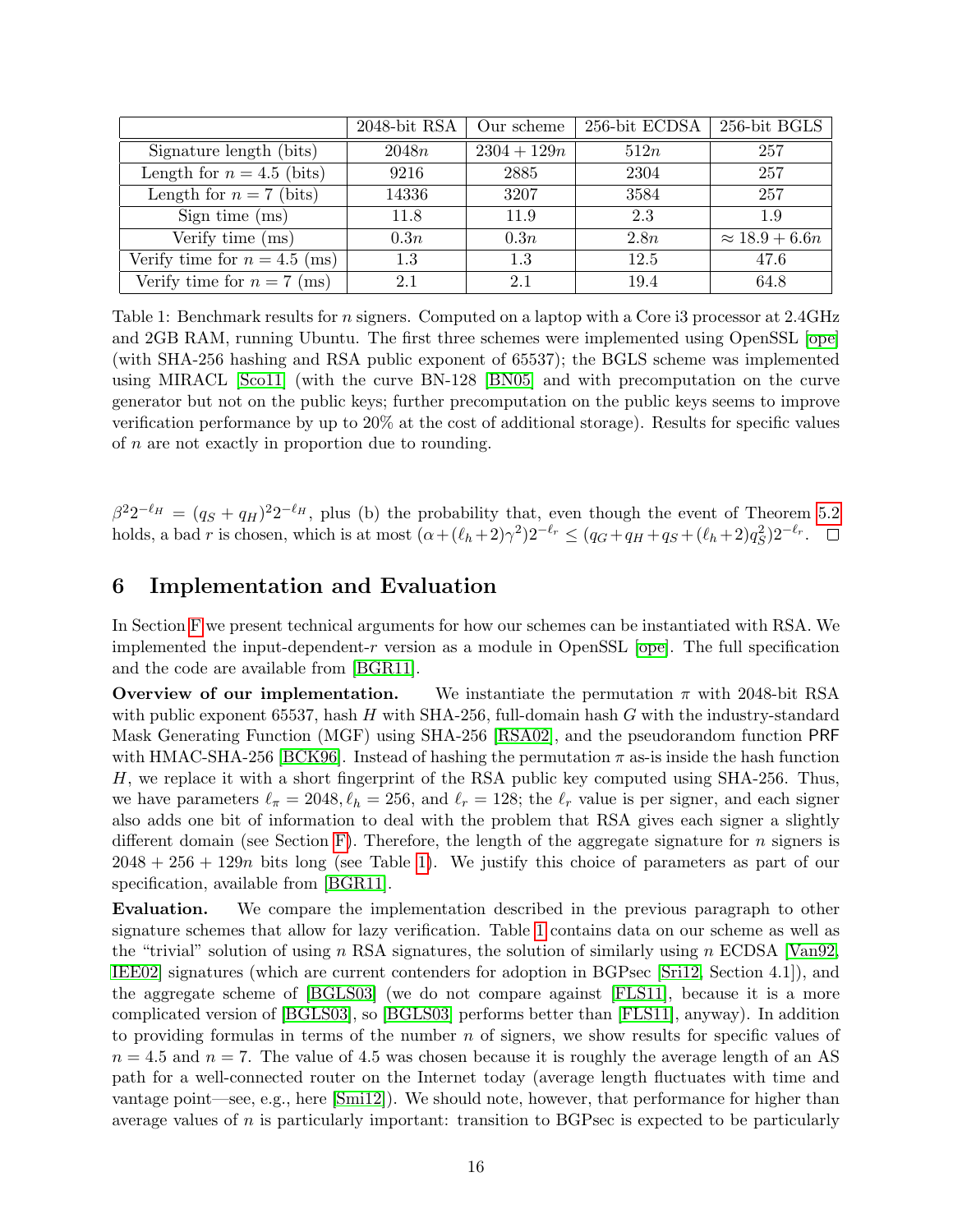|  | 2048-bit RSA | Our scheme | 256-bit ECDSA | 256-bit BGLS |
|---|---|---|---|---|
| Signature length (bits) | $2048n$ | $2304 + 129n$ | $512n$ | 257 |
| Length for $n = 4.5$ (bits) | 9216 | 2885 | 2304 | 257 |
| Length for $n = 7$ (bits) | 14336 | 3207 | 3584 | 257 |
| Sign time (ms) | 11.8 | 11.9 | 2.3 | 1.9 |
| Verify time (ms) | $0.3n$ | $0.3n$ | $2.8n$ | $\approx 18.9 + 6.6n$ |
| Verify time for $n = 4.5$ (ms) | 1.3 | 1.3 | 12.5 | 47.6 |
| Verify time for $n = 7$ (ms) | 2.1 | 2.1 | 19.4 | 64.8 |

Table 1: Benchmark results for $n$ signers. Computed on a laptop with a Core i3 processor at 2.4GHz and 2GB RAM, running Ubuntu. The first three schemes were implemented using OpenSSL [ope] (with SHA-256 hashing and RSA public exponent of 65537); the BGLS scheme was implemented using MIRACL [Sco11] (with the curve BN-128 [BN05] and with precomputation on the curve generator but not on the public keys; further precomputation on the public keys seems to improve verification performance by up to 20% at the cost of additional storage). Results for specific values of $n$ are not exactly in proportion due to rounding.

$\beta^2 2^{-\ell_H} = (q_S + q_H)^2 2^{-\ell_H}$, plus (b) the probability that, even though the event of Theorem 5.2 holds, a bad $r$ is chosen, which is at most $(\alpha + (\ell_h + 2)\gamma^2)2^{-\ell_r} \leq (q_G + q_H + q_S + (\ell_h + 2)q_S^2)2^{-\ell_r}$. □

## 6 Implementation and Evaluation

In Section F we present technical arguments for how our schemes can be instantiated with RSA. We implemented the input-dependent-$r$ version as a module in OpenSSL [ope]. The full specification and the code are available from [BGR11].

**Overview of our implementation.** We instantiate the permutation $\pi$ with 2048-bit RSA with public exponent 65537, hash $H$ with SHA-256, full-domain hash $G$ with the industry-standard Mask Generating Function (MGF) using SHA-256 [RSA02], and the pseudorandom function PRF with HMAC-SHA-256 [BCK96]. Instead of hashing the permutation $\pi$ as-is inside the hash function $H$, we replace it with a short fingerprint of the RSA public key computed using SHA-256. Thus, we have parameters $\ell_\pi = 2048, \ell_h = 256$, and $\ell_r = 128$; the $\ell_r$ value is per signer, and each signer also adds one bit of information to deal with the problem that RSA gives each signer a slightly different domain (see Section F). Therefore, the length of the aggregate signature for $n$ signers is $2048 + 256 + 129n$ bits long (see Table 1). We justify this choice of parameters as part of our specification, available from [BGR11].

**Evaluation.** We compare the implementation described in the previous paragraph to other signature schemes that allow for lazy verification. Table 1 contains data on our scheme as well as the "trivial" solution of using $n$ RSA signatures, the solution of similarly using $n$ ECDSA [Van92, IEE02] signatures (which are current contenders for adoption in BGPsec [Sri12, Section 4.1]), and the aggregate scheme of [BGLS03] (we do not compare against [FLS11], because it is a more complicated version of [BGLS03], so [BGLS03] performs better than [FLS11], anyway). In addition to providing formulas in terms of the number $n$ of signers, we show results for specific values of $n = 4.5$ and $n = 7$. The value of 4.5 was chosen because it is roughly the average length of an AS path for a well-connected router on the Internet today (average length fluctuates with time and vantage point—see, e.g., here [Smi12]). We should note, however, that performance for higher than average values of $n$ is particularly important: transition to BGPsec is expected to be particularly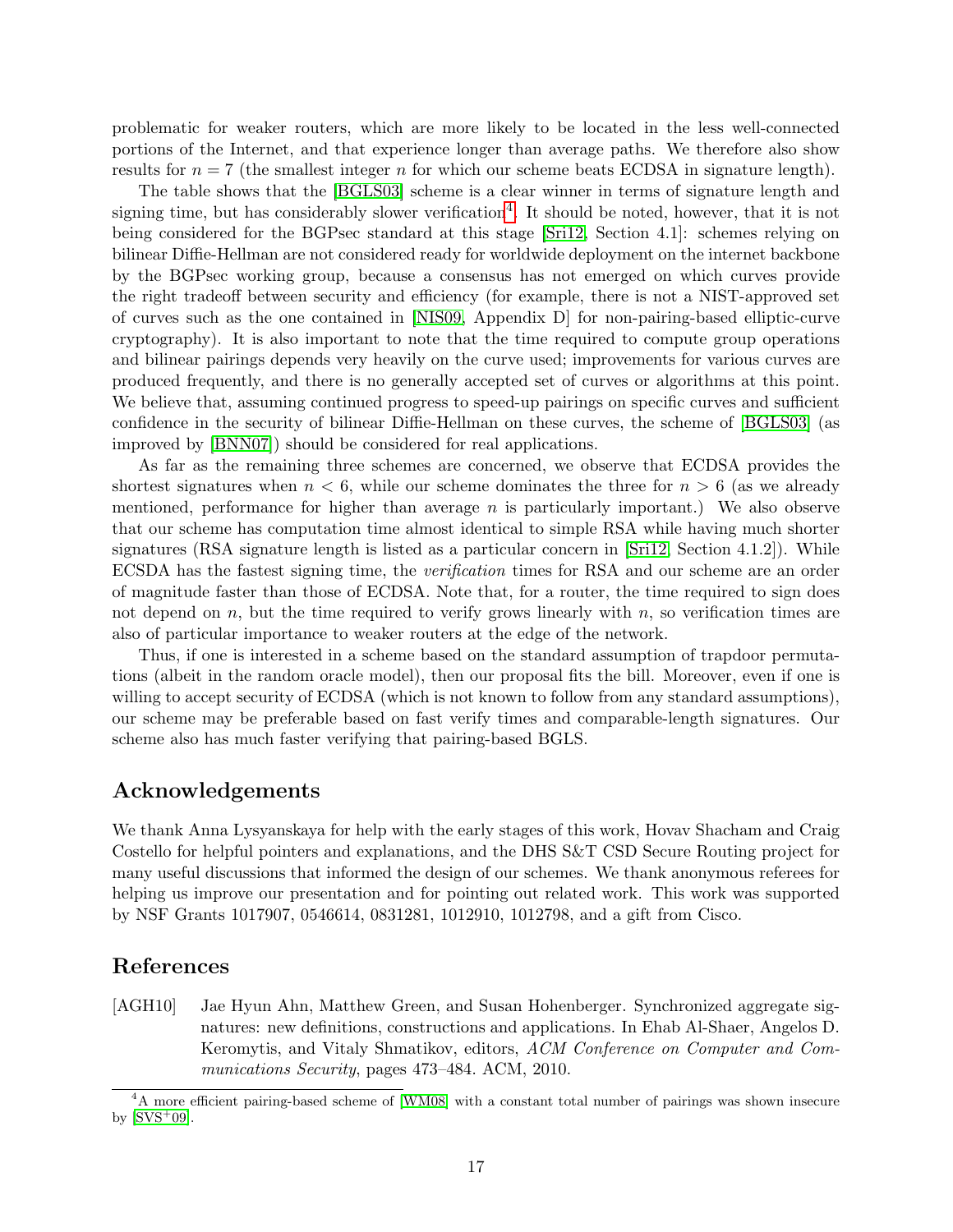problematic for weaker routers, which are more likely to be located in the less well-connected portions of the Internet, and that experience longer than average paths. We therefore also show results for $n = 7$ (the smallest integer $n$ for which our scheme beats ECDSA in signature length).

The table shows that the [BGLS03] scheme is a clear winner in terms of signature length and signing time, but has considerably slower verification[4]. It should be noted, however, that it is not being considered for the BGPsec standard at this stage [Sri12, Section 4.1]: schemes relying on bilinear Diffie-Hellman are not considered ready for worldwide deployment on the internet backbone by the BGPsec working group, because a consensus has not emerged on which curves provide the right tradeoff between security and efficiency (for example, there is not a NIST-approved set of curves such as the one contained in [NIS09, Appendix D] for non-pairing-based elliptic-curve cryptography). It is also important to note that the time required to compute group operations and bilinear pairings depends very heavily on the curve used; improvements for various curves are produced frequently, and there is no generally accepted set of curves or algorithms at this point. We believe that, assuming continued progress to speed-up pairings on specific curves and sufficient confidence in the security of bilinear Diffie-Hellman on these curves, the scheme of [BGLS03] (as improved by [BNN07]) should be considered for real applications.

As far as the remaining three schemes are concerned, we observe that ECDSA provides the shortest signatures when $n < 6$, while our scheme dominates the three for $n > 6$ (as we already mentioned, performance for higher than average $n$ is particularly important.) We also observe that our scheme has computation time almost identical to simple RSA while having much shorter signatures (RSA signature length is listed as a particular concern in [Sri12, Section 4.1.2]). While ECSDA has the fastest signing time, the *verification* times for RSA and our scheme are an order of magnitude faster than those of ECDSA. Note that, for a router, the time required to sign does not depend on $n$, but the time required to verify grows linearly with $n$, so verification times are also of particular importance to weaker routers at the edge of the network.

Thus, if one is interested in a scheme based on the standard assumption of trapdoor permutations (albeit in the random oracle model), then our proposal fits the bill. Moreover, even if one is willing to accept security of ECDSA (which is not known to follow from any standard assumptions), our scheme may be preferable based on fast verify times and comparable-length signatures. Our scheme also has much faster verifying that pairing-based BGLS.

## Acknowledgements

We thank Anna Lysyanskaya for help with the early stages of this work, Hovav Shacham and Craig Costello for helpful pointers and explanations, and the DHS S&T CSD Secure Routing project for many useful discussions that informed the design of our schemes. We thank anonymous referees for helping us improve our presentation and for pointing out related work. This work was supported by NSF Grants 1017907, 0546614, 0831281, 1012910, 1012798, and a gift from Cisco.

## References

[AGH10] Jae Hyun Ahn, Matthew Green, and Susan Hohenberger. Synchronized aggregate signatures: new definitions, constructions and applications. In Ehab Al-Shaer, Angelos D. Keromytis, and Vitaly Shmatikov, editors, *ACM Conference on Computer and Communications Security*, pages 473–484. ACM, 2010.

[4] A more efficient pairing-based scheme of [WM08] with a constant total number of pairings was shown insecure by [SVS+09].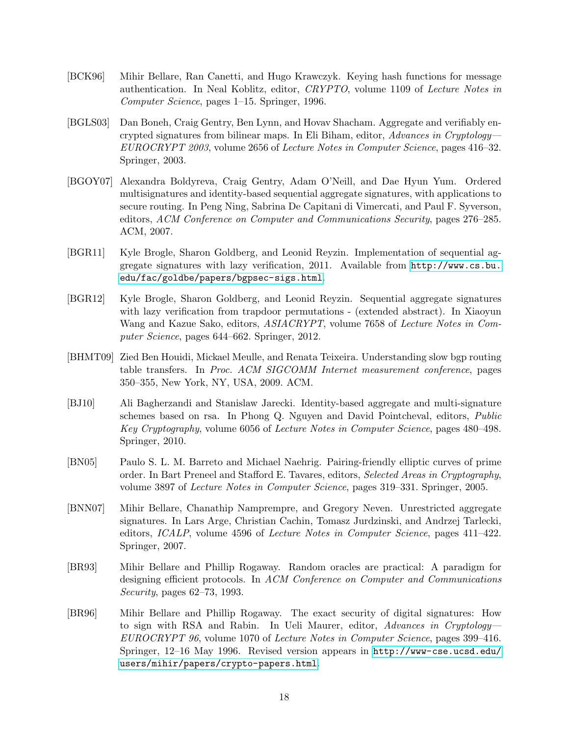[BCK96] Mihir Bellare, Ran Canetti, and Hugo Krawczyk. Keying hash functions for message authentication. In Neal Koblitz, editor, *CRYPTO*, volume 1109 of *Lecture Notes in Computer Science*, pages 1–15. Springer, 1996.

[BGLS03] Dan Boneh, Craig Gentry, Ben Lynn, and Hovav Shacham. Aggregate and verifiably encrypted signatures from bilinear maps. In Eli Biham, editor, *Advances in Cryptology—EUROCRYPT 2003*, volume 2656 of *Lecture Notes in Computer Science*, pages 416–32. Springer, 2003.

[BGOY07] Alexandra Boldyreva, Craig Gentry, Adam O'Neill, and Dae Hyun Yum. Ordered multisignatures and identity-based sequential aggregate signatures, with applications to secure routing. In Peng Ning, Sabrina De Capitani di Vimercati, and Paul F. Syverson, editors, *ACM Conference on Computer and Communications Security*, pages 276–285. ACM, 2007.

[BGR11] Kyle Brogle, Sharon Goldberg, and Leonid Reyzin. Implementation of sequential aggregate signatures with lazy verification, 2011. Available from `http://www.cs.bu.edu/fac/goldbe/papers/bgpsec-sigs.html`.

[BGR12] Kyle Brogle, Sharon Goldberg, and Leonid Reyzin. Sequential aggregate signatures with lazy verification from trapdoor permutations - (extended abstract). In Xiaoyun Wang and Kazue Sako, editors, *ASIACRYPT*, volume 7658 of *Lecture Notes in Computer Science*, pages 644–662. Springer, 2012.

[BHMT09] Zied Ben Houidi, Mickael Meulle, and Renata Teixeira. Understanding slow bgp routing table transfers. In *Proc. ACM SIGCOMM Internet measurement conference*, pages 350–355, New York, NY, USA, 2009. ACM.

[BJ10] Ali Bagherzandi and Stanislaw Jarecki. Identity-based aggregate and multi-signature schemes based on rsa. In Phong Q. Nguyen and David Pointcheval, editors, *Public Key Cryptography*, volume 6056 of *Lecture Notes in Computer Science*, pages 480–498. Springer, 2010.

[BN05] Paulo S. L. M. Barreto and Michael Naehrig. Pairing-friendly elliptic curves of prime order. In Bart Preneel and Stafford E. Tavares, editors, *Selected Areas in Cryptography*, volume 3897 of *Lecture Notes in Computer Science*, pages 319–331. Springer, 2005.

[BNN07] Mihir Bellare, Chanathip Namprempre, and Gregory Neven. Unrestricted aggregate signatures. In Lars Arge, Christian Cachin, Tomasz Jurdzinski, and Andrzej Tarlecki, editors, *ICALP*, volume 4596 of *Lecture Notes in Computer Science*, pages 411–422. Springer, 2007.

[BR93] Mihir Bellare and Phillip Rogaway. Random oracles are practical: A paradigm for designing efficient protocols. In *ACM Conference on Computer and Communications Security*, pages 62–73, 1993.

[BR96] Mihir Bellare and Phillip Rogaway. The exact security of digital signatures: How to sign with RSA and Rabin. In Ueli Maurer, editor, *Advances in Cryptology—EUROCRYPT 96*, volume 1070 of *Lecture Notes in Computer Science*, pages 399–416. Springer, 12–16 May 1996. Revised version appears in `http://www-cse.ucsd.edu/users/mihir/papers/crypto-papers.html`.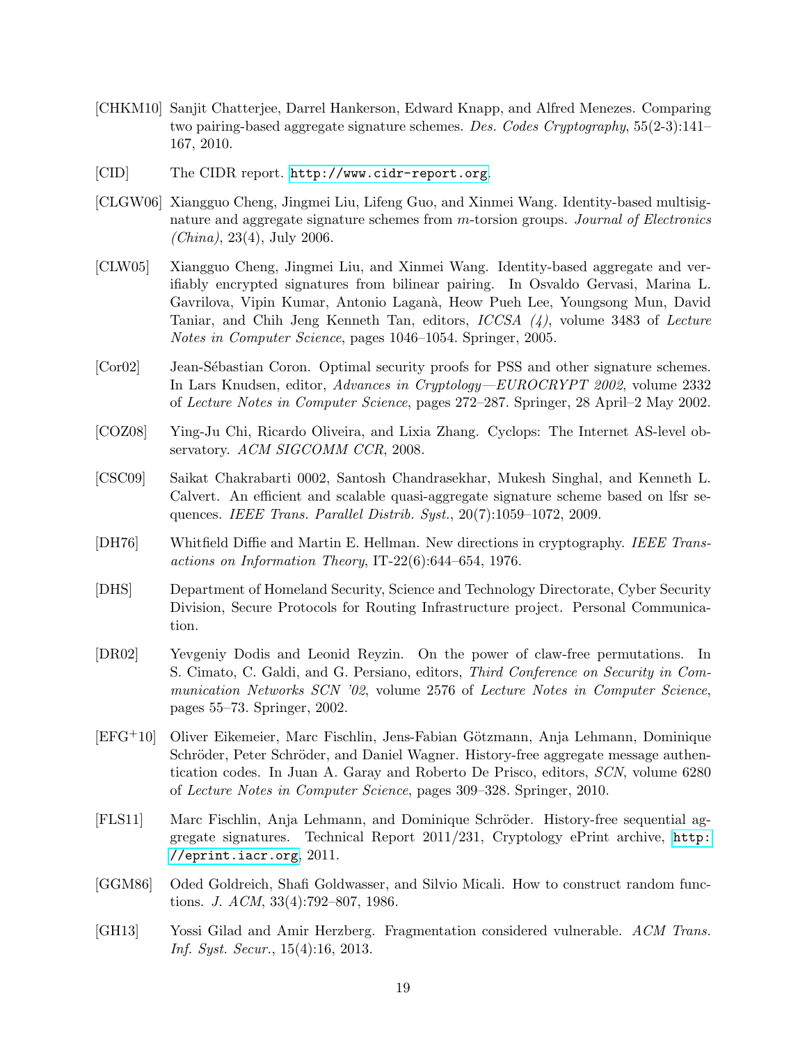[CHKM10] Sanjit Chatterjee, Darrel Hankerson, Edward Knapp, and Alfred Menezes. Comparing two pairing-based aggregate signature schemes. *Des. Codes Cryptography*, 55(2-3):141–167, 2010.

[CID] The CIDR report. http://www.cidr-report.org.

[CLGW06] Xiangguo Cheng, Jingmei Liu, Lifeng Guo, and Xinmei Wang. Identity-based multisignature and aggregate signature schemes from $m$-torsion groups. *Journal of Electronics (China)*, 23(4), July 2006.

[CLW05] Xiangguo Cheng, Jingmei Liu, and Xinmei Wang. Identity-based aggregate and verifiably encrypted signatures from bilinear pairing. In Osvaldo Gervasi, Marina L. Gavrilova, Vipin Kumar, Antonio Laganà, Heow Pueh Lee, Youngsong Mun, David Taniar, and Chih Jeng Kenneth Tan, editors, *ICCSA (4)*, volume 3483 of *Lecture Notes in Computer Science*, pages 1046–1054. Springer, 2005.

[Cor02] Jean-Sébastian Coron. Optimal security proofs for PSS and other signature schemes. In Lars Knudsen, editor, *Advances in Cryptology—EUROCRYPT 2002*, volume 2332 of *Lecture Notes in Computer Science*, pages 272–287. Springer, 28 April–2 May 2002.

[COZ08] Ying-Ju Chi, Ricardo Oliveira, and Lixia Zhang. Cyclops: The Internet AS-level observatory. *ACM SIGCOMM CCR*, 2008.

[CSC09] Saikat Chakrabarti 0002, Santosh Chandrasekhar, Mukesh Singhal, and Kenneth L. Calvert. An efficient and scalable quasi-aggregate signature scheme based on lfsr sequences. *IEEE Trans. Parallel Distrib. Syst.*, 20(7):1059–1072, 2009.

[DH76] Whitfield Diffie and Martin E. Hellman. New directions in cryptography. *IEEE Transactions on Information Theory*, IT-22(6):644–654, 1976.

[DHS] Department of Homeland Security, Science and Technology Directorate, Cyber Security Division, Secure Protocols for Routing Infrastructure project. Personal Communication.

[DR02] Yevgeniy Dodis and Leonid Reyzin. On the power of claw-free permutations. In S. Cimato, C. Galdi, and G. Persiano, editors, *Third Conference on Security in Communication Networks SCN '02*, volume 2576 of *Lecture Notes in Computer Science*, pages 55–73. Springer, 2002.

[EFG+10] Oliver Eikemeier, Marc Fischlin, Jens-Fabian Götzmann, Anja Lehmann, Dominique Schröder, Peter Schröder, and Daniel Wagner. History-free aggregate message authentication codes. In Juan A. Garay and Roberto De Prisco, editors, *SCN*, volume 6280 of *Lecture Notes in Computer Science*, pages 309–328. Springer, 2010.

[FLS11] Marc Fischlin, Anja Lehmann, and Dominique Schröder. History-free sequential aggregate signatures. Technical Report 2011/231, Cryptology ePrint archive, http://eprint.iacr.org, 2011.

[GGM86] Oded Goldreich, Shafi Goldwasser, and Silvio Micali. How to construct random functions. *J. ACM*, 33(4):792–807, 1986.

[GH13] Yossi Gilad and Amir Herzberg. Fragmentation considered vulnerable. *ACM Trans. Inf. Syst. Secur.*, 15(4):16, 2013.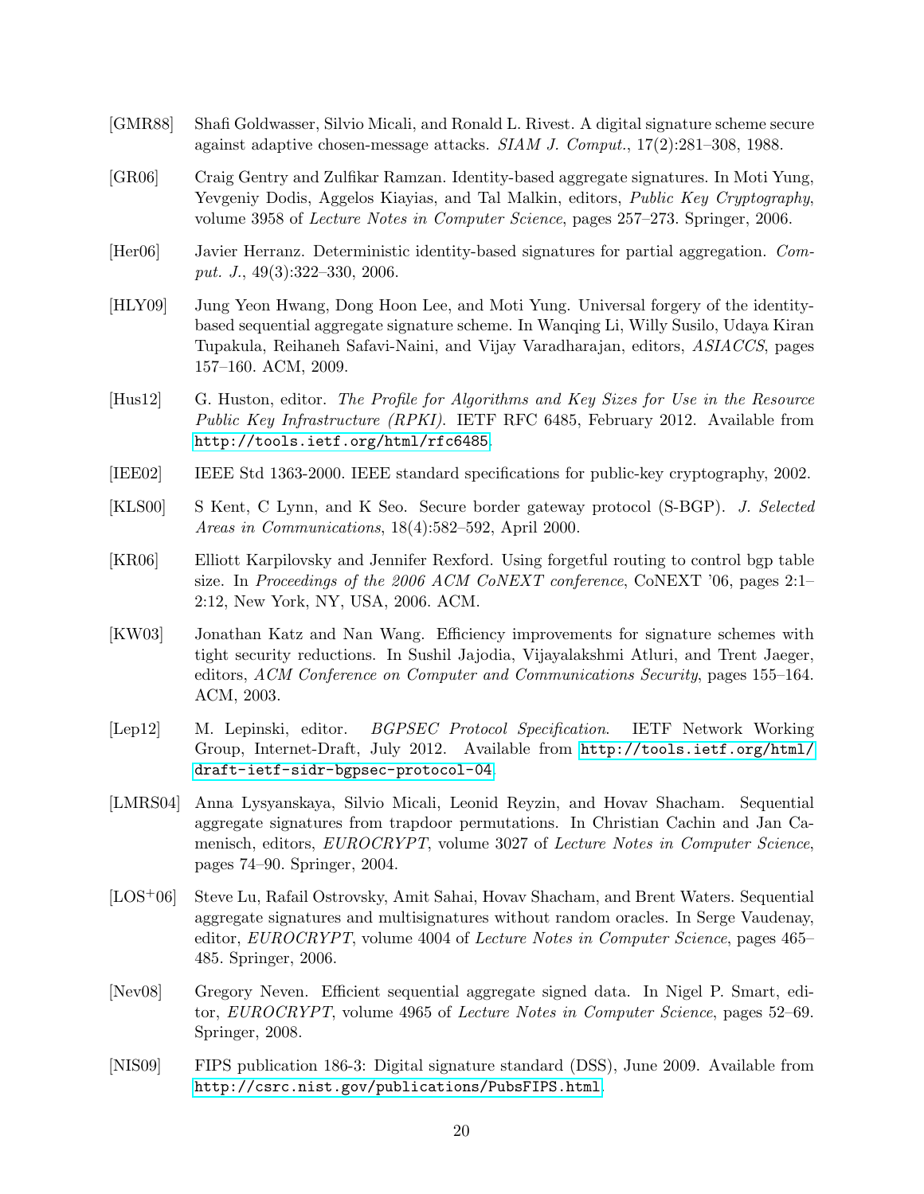[GMR88] Shafi Goldwasser, Silvio Micali, and Ronald L. Rivest. A digital signature scheme secure against adaptive chosen-message attacks. *SIAM J. Comput.*, 17(2):281–308, 1988.

[GR06] Craig Gentry and Zulfikar Ramzan. Identity-based aggregate signatures. In Moti Yung, Yevgeniy Dodis, Aggelos Kiayias, and Tal Malkin, editors, *Public Key Cryptography*, volume 3958 of *Lecture Notes in Computer Science*, pages 257–273. Springer, 2006.

[Her06] Javier Herranz. Deterministic identity-based signatures for partial aggregation. *Comput. J.*, 49(3):322–330, 2006.

[HLY09] Jung Yeon Hwang, Dong Hoon Lee, and Moti Yung. Universal forgery of the identity-based sequential aggregate signature scheme. In Wanqing Li, Willy Susilo, Udaya Kiran Tupakula, Reihaneh Safavi-Naini, and Vijay Varadharajan, editors, *ASIACCS*, pages 157–160. ACM, 2009.

[Hus12] G. Huston, editor. *The Profile for Algorithms and Key Sizes for Use in the Resource Public Key Infrastructure (RPKI)*. IETF RFC 6485, February 2012. Available from http://tools.ietf.org/html/rfc6485.

[IEE02] IEEE Std 1363-2000. IEEE standard specifications for public-key cryptography, 2002.

[KLS00] S Kent, C Lynn, and K Seo. Secure border gateway protocol (S-BGP). *J. Selected Areas in Communications*, 18(4):582–592, April 2000.

[KR06] Elliott Karpilovsky and Jennifer Rexford. Using forgetful routing to control bgp table size. In *Proceedings of the 2006 ACM CoNEXT conference*, CoNEXT '06, pages 2:1–2:12, New York, NY, USA, 2006. ACM.

[KW03] Jonathan Katz and Nan Wang. Efficiency improvements for signature schemes with tight security reductions. In Sushil Jajodia, Vijayalakshmi Atluri, and Trent Jaeger, editors, *ACM Conference on Computer and Communications Security*, pages 155–164. ACM, 2003.

[Lep12] M. Lepinski, editor. *BGPSEC Protocol Specification*. IETF Network Working Group, Internet-Draft, July 2012. Available from http://tools.ietf.org/html/draft-ietf-sidr-bgpsec-protocol-04.

[LMRS04] Anna Lysyanskaya, Silvio Micali, Leonid Reyzin, and Hovav Shacham. Sequential aggregate signatures from trapdoor permutations. In Christian Cachin and Jan Camenisch, editors, *EUROCRYPT*, volume 3027 of *Lecture Notes in Computer Science*, pages 74–90. Springer, 2004.

[LOS+06] Steve Lu, Rafail Ostrovsky, Amit Sahai, Hovav Shacham, and Brent Waters. Sequential aggregate signatures and multisignatures without random oracles. In Serge Vaudenay, editor, *EUROCRYPT*, volume 4004 of *Lecture Notes in Computer Science*, pages 465–485. Springer, 2006.

[Nev08] Gregory Neven. Efficient sequential aggregate signed data. In Nigel P. Smart, editor, *EUROCRYPT*, volume 4965 of *Lecture Notes in Computer Science*, pages 52–69. Springer, 2008.

[NIS09] FIPS publication 186-3: Digital signature standard (DSS), June 2009. Available from http://csrc.nist.gov/publications/PubsFIPS.html.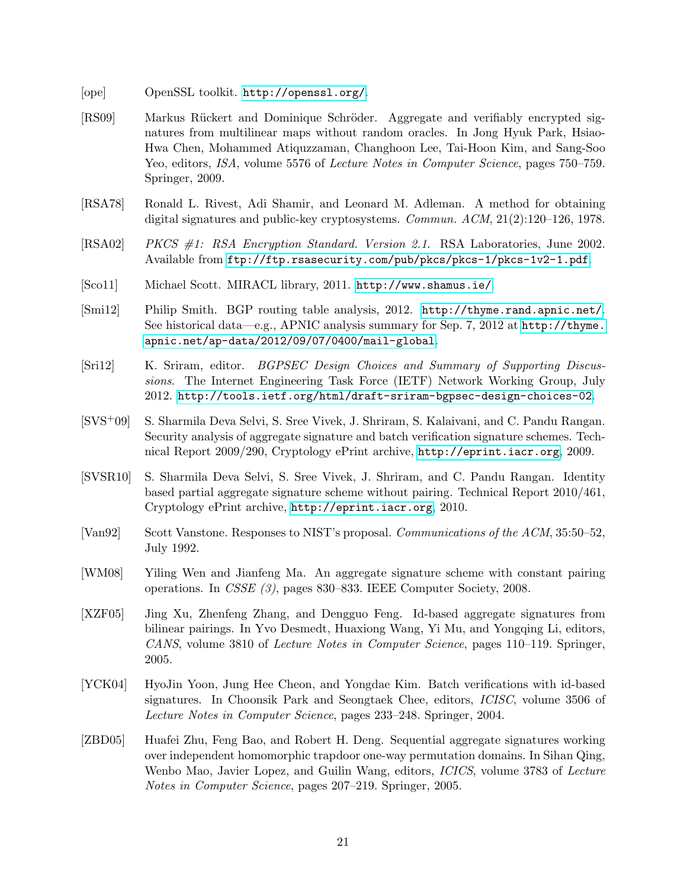[ope] OpenSSL toolkit. http://openssl.org/.

[RS09] Markus Rückert and Dominique Schröder. Aggregate and verifiably encrypted signatures from multilinear maps without random oracles. In Jong Hyuk Park, Hsiao-Hwa Chen, Mohammed Atiquzzaman, Changhoon Lee, Tai-Hoon Kim, and Sang-Soo Yeo, editors, *ISA*, volume 5576 of *Lecture Notes in Computer Science*, pages 750–759. Springer, 2009.

[RSA78] Ronald L. Rivest, Adi Shamir, and Leonard M. Adleman. A method for obtaining digital signatures and public-key cryptosystems. *Commun. ACM*, 21(2):120–126, 1978.

[RSA02] *PKCS #1: RSA Encryption Standard. Version 2.1.* RSA Laboratories, June 2002. Available from ftp://ftp.rsasecurity.com/pub/pkcs/pkcs-1/pkcs-1v2-1.pdf.

[Sco11] Michael Scott. MIRACL library, 2011. http://www.shamus.ie/.

[Smi12] Philip Smith. BGP routing table analysis, 2012. http://thyme.rand.apnic.net/. See historical data—e.g., APNIC analysis summary for Sep. 7, 2012 at http://thyme.apnic.net/ap-data/2012/09/07/0400/mail-global.

[Sri12] K. Sriram, editor. *BGPSEC Design Choices and Summary of Supporting Discussions*. The Internet Engineering Task Force (IETF) Network Working Group, July 2012. http://tools.ietf.org/html/draft-sriram-bgpsec-design-choices-02.

[SVS+09] S. Sharmila Deva Selvi, S. Sree Vivek, J. Shriram, S. Kalaivani, and C. Pandu Rangan. Security analysis of aggregate signature and batch verification signature schemes. Technical Report 2009/290, Cryptology ePrint archive, http://eprint.iacr.org, 2009.

[SVSR10] S. Sharmila Deva Selvi, S. Sree Vivek, J. Shriram, and C. Pandu Rangan. Identity based partial aggregate signature scheme without pairing. Technical Report 2010/461, Cryptology ePrint archive, http://eprint.iacr.org, 2010.

[Van92] Scott Vanstone. Responses to NIST's proposal. *Communications of the ACM*, 35:50–52, July 1992.

[WM08] Yiling Wen and Jianfeng Ma. An aggregate signature scheme with constant pairing operations. In *CSSE (3)*, pages 830–833. IEEE Computer Society, 2008.

[XZF05] Jing Xu, Zhenfeng Zhang, and Dengguo Feng. Id-based aggregate signatures from bilinear pairings. In Yvo Desmedt, Huaxiong Wang, Yi Mu, and Yongqing Li, editors, *CANS*, volume 3810 of *Lecture Notes in Computer Science*, pages 110–119. Springer, 2005.

[YCK04] HyoJin Yoon, Jung Hee Cheon, and Yongdae Kim. Batch verifications with id-based signatures. In Choonsik Park and Seongtaek Chee, editors, *ICISC*, volume 3506 of *Lecture Notes in Computer Science*, pages 233–248. Springer, 2004.

[ZBD05] Huafei Zhu, Feng Bao, and Robert H. Deng. Sequential aggregate signatures working over independent homomorphic trapdoor one-way permutation domains. In Sihan Qing, Wenbo Mao, Javier Lopez, and Guilin Wang, editors, *ICICS*, volume 3783 of *Lecture Notes in Computer Science*, pages 207–219. Springer, 2005.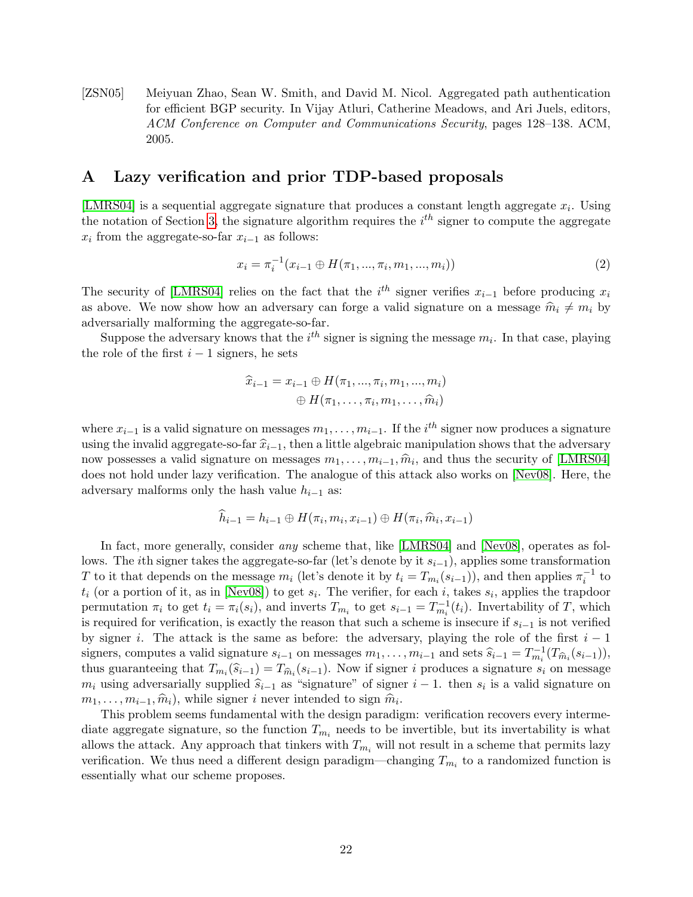[ZSN05] Meiyuan Zhao, Sean W. Smith, and David M. Nicol. Aggregated path authentication for efficient BGP security. In Vijay Atluri, Catherine Meadows, and Ari Juels, editors, *ACM Conference on Computer and Communications Security*, pages 128–138. ACM, 2005.

## A Lazy verification and prior TDP-based proposals

[LMRS04] is a sequential aggregate signature that produces a constant length aggregate $x_i$. Using the notation of Section 3, the signature algorithm requires the $i^{th}$ signer to compute the aggregate $x_i$ from the aggregate-so-far $x_{i-1}$ as follows:

$$x_i = \pi_i^{-1}(x_{i-1} \oplus H(\pi_1, ..., \pi_i, m_1, ..., m_i)) \tag{2}$$

The security of [LMRS04] relies on the fact that the $i^{th}$ signer verifies $x_{i-1}$ before producing $x_i$ as above. We now show how an adversary can forge a valid signature on a message $\widehat{m}_i \neq m_i$ by adversarially malforming the aggregate-so-far.

Suppose the adversary knows that the $i^{th}$ signer is signing the message $m_i$. In that case, playing the role of the first $i-1$ signers, he sets

$$\begin{aligned} \widehat{x}_{i-1} = x_{i-1} &\oplus H(\pi_1, ..., \pi_i, m_1, ..., m_i) \\ &\oplus H(\pi_1, \ldots, \pi_i, m_1, \ldots, \widehat{m}_i) \end{aligned}$$

where $x_{i-1}$ is a valid signature on messages $m_1, \ldots, m_{i-1}$. If the $i^{th}$ signer now produces a signature using the invalid aggregate-so-far $\widehat{x}_{i-1}$, then a little algebraic manipulation shows that the adversary now possesses a valid signature on messages $m_1, \ldots, m_{i-1}, \widehat{m}_i$, and thus the security of [LMRS04] does not hold under lazy verification. The analogue of this attack also works on [Nev08]. Here, the adversary malforms only the hash value $h_{i-1}$ as:

$$\widehat{h}_{i-1} = h_{i-1} \oplus H(\pi_i, m_i, x_{i-1}) \oplus H(\pi_i, \widehat{m}_i, x_{i-1})$$

In fact, more generally, consider *any* scheme that, like [LMRS04] and [Nev08], operates as follows. The $i$th signer takes the aggregate-so-far (let's denote by it $s_{i-1}$), applies some transformation $T$ to it that depends on the message $m_i$ (let's denote it by $t_i = T_{m_i}(s_{i-1})$), and then applies $\pi_i^{-1}$ to $t_i$ (or a portion of it, as in [Nev08]) to get $s_i$. The verifier, for each $i$, takes $s_i$, applies the trapdoor permutation $\pi_i$ to get $t_i = \pi_i(s_i)$, and inverts $T_{m_i}$ to get $s_{i-1} = T_{m_i}^{-1}(t_i)$. Invertability of $T$, which is required for verification, is exactly the reason that such a scheme is insecure if $s_{i-1}$ is not verified by signer $i$. The attack is the same as before: the adversary, playing the role of the first $i-1$ signers, computes a valid signature $s_{i-1}$ on messages $m_1, \ldots, m_{i-1}$ and sets $\widehat{s}_{i-1} = T_{m_i}^{-1}(T_{\widehat{m}_i}(s_{i-1}))$, thus guaranteeing that $T_{m_i}(\widehat{s}_{i-1}) = T_{\widehat{m}_i}(s_{i-1})$. Now if signer $i$ produces a signature $s_i$ on message $m_i$ using adversarially supplied $\widehat{s}_{i-1}$ as "signature" of signer $i-1$. then $s_i$ is a valid signature on $m_1, \ldots, m_{i-1}, \widehat{m}_i)$, while signer $i$ never intended to sign $\widehat{m}_i$.

This problem seems fundamental with the design paradigm: verification recovers every intermediate aggregate signature, so the function $T_{m_i}$ needs to be invertible, but its invertability is what allows the attack. Any approach that tinkers with $T_{m_i}$ will not result in a scheme that permits lazy verification. We thus need a different design paradigm—changing $T_{m_i}$ to a randomized function is essentially what our scheme proposes.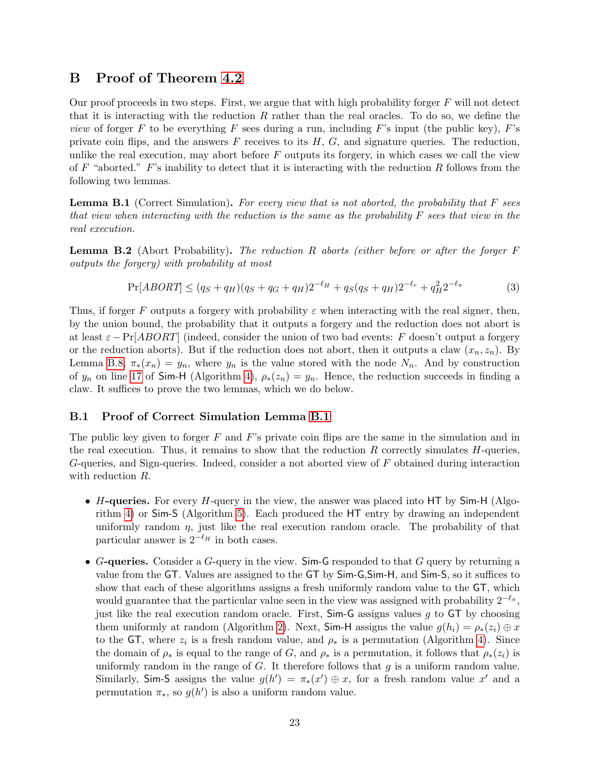## B Proof of Theorem 4.2

Our proof proceeds in two steps. First, we argue that with high probability forger $F$ will not detect that it is interacting with the reduction $R$ rather than the real oracles. To do so, we define the *view* of forger $F$ to be everything $F$ sees during a run, including $F$'s input (the public key), $F$'s private coin flips, and the answers $F$ receives to its $H$, $G$, and signature queries. The reduction, unlike the real execution, may abort before $F$ outputs its forgery, in which cases we call the view of $F$ "aborted." $F$'s inability to detect that it is interacting with the reduction $R$ follows from the following two lemmas.

**Lemma B.1** (Correct Simulation)**.** *For every view that is not aborted, the probability that $F$ sees that view when interacting with the reduction is the same as the probability $F$ sees that view in the real execution.*

**Lemma B.2** (Abort Probability)**.** *The reduction $R$ aborts (either before or after the forger $F$ outputs the forgery) with probability at most*

$$\Pr[ABORT] \leq (q_S + q_H)(q_S + q_G + q_H)2^{-\ell_H} + q_S(q_S + q_H)2^{-\ell_r} + q_H^2 2^{-\ell_\pi} \tag{3}$$

Thus, if forger $F$ outputs a forgery with probability $\varepsilon$ when interacting with the real signer, then, by the union bound, the probability that it outputs a forgery and the reduction does not abort is at least $\varepsilon - \Pr[ABORT]$ (indeed, consider the union of two bad events: $F$ doesn't output a forgery or the reduction aborts). But if the reduction does not abort, then it outputs a claw $(x_n, z_n)$. By Lemma B.8, $\pi_*(x_n) = y_n$, where $y_n$ is the value stored with the node $N_n$. And by construction of $y_n$ on line 17 of Sim-H (Algorithm 4), $\rho_*(z_n) = y_n$. Hence, the reduction succeeds in finding a claw. It suffices to prove the two lemmas, which we do below.

### B.1 Proof of Correct Simulation Lemma B.1

The public key given to forger $F$ and $F$'s private coin flips are the same in the simulation and in the real execution. Thus, it remains to show that the reduction $R$ correctly simulates $H$-queries, $G$-queries, and Sign-queries. Indeed, consider a not aborted view of $F$ obtained during interaction with reduction $R$.

- **$H$-queries.** For every $H$-query in the view, the answer was placed into HT by Sim-H (Algorithm 4) or Sim-S (Algorithm 5). Each produced the HT entry by drawing an independent uniformly random $\eta$, just like the real execution random oracle. The probability of that particular answer is $2^{-\ell_H}$ in both cases.
- **$G$-queries.** Consider a $G$-query in the view. Sim-G responded to that $G$ query by returning a value from the GT. Values are assigned to the GT by Sim-G,Sim-H, and Sim-S, so it suffices to show that each of these algorithms assigns a fresh uniformly random value to the GT, which would guarantee that the particular value seen in the view was assigned with probability $2^{-\ell_\pi}$, just like the real execution random oracle. First, Sim-G assigns values $g$ to GT by choosing them uniformly at random (Algorithm 2). Next, Sim-H assigns the value $g(h_i) = \rho_*(z_i) \oplus x$ to the GT, where $z_i$ is a fresh random value, and $\rho_*$ is a permutation (Algorithm 4). Since the domain of $\rho_*$ is equal to the range of $G$, and $\rho_*$ is a permutation, it follows that $\rho_*(z_i)$ is uniformly random in the range of $G$. It therefore follows that $g$ is a uniform random value. Similarly, Sim-S assigns the value $g(h') = \pi_*(x') \oplus x$, for a fresh random value $x'$ and a permutation $\pi_*$, so $g(h')$ is also a uniform random value.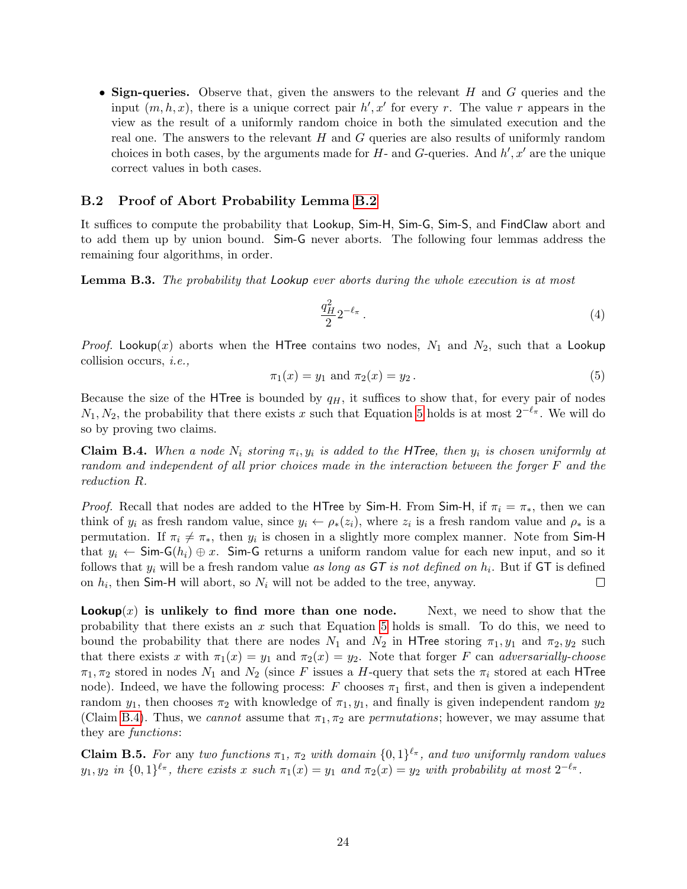- **Sign-queries.** Observe that, given the answers to the relevant $H$ and $G$ queries and the input $(m, h, x)$, there is a unique correct pair $h', x'$ for every $r$. The value $r$ appears in the view as the result of a uniformly random choice in both the simulated execution and the real one. The answers to the relevant $H$ and $G$ queries are also results of uniformly random choices in both cases, by the arguments made for $H$- and $G$-queries. And $h', x'$ are the unique correct values in both cases.

## B.2 Proof of Abort Probability Lemma B.2

It suffices to compute the probability that Lookup, Sim-H, Sim-G, Sim-S, and FindClaw abort and to add them up by union bound. Sim-G never aborts. The following four lemmas address the remaining four algorithms, in order.

**Lemma B.3.** *The probability that Lookup ever aborts during the whole execution is at most*

$$\frac{q_H^2}{2} 2^{-\ell_\pi} \,. \tag{4}$$

*Proof.* Lookup$(x)$ aborts when the HTree contains two nodes, $N_1$ and $N_2$, such that a Lookup collision occurs, *i.e.,*

$$\pi_1(x) = y_1 \text{ and } \pi_2(x) = y_2 \,. \tag{5}$$

Because the size of the HTree is bounded by $q_H$, it suffices to show that, for every pair of nodes $N_1, N_2$, the probability that there exists $x$ such that Equation 5 holds is at most $2^{-\ell_\pi}$. We will do so by proving two claims.

**Claim B.4.** *When a node $N_i$ storing $\pi_i, y_i$ is added to the HTree, then $y_i$ is chosen uniformly at random and independent of all prior choices made in the interaction between the forger $F$ and the reduction $R$.*

*Proof.* Recall that nodes are added to the HTree by Sim-H. From Sim-H, if $\pi_i = \pi_*$, then we can think of $y_i$ as fresh random value, since $y_i \leftarrow \rho_*(z_i)$, where $z_i$ is a fresh random value and $\rho_*$ is a permutation. If $\pi_i \neq \pi_*$, then $y_i$ is chosen in a slightly more complex manner. Note from Sim-H that $y_i \leftarrow$ Sim-G$(h_i) \oplus x$. Sim-G returns a uniform random value for each new input, and so it follows that $y_i$ will be a fresh random value *as long as GT is not defined on $h_i$*. But if GT is defined on $h_i$, then Sim-H will abort, so $N_i$ will not be added to the tree, anyway. □

**Lookup$(x)$ is unlikely to find more than one node.** Next, we need to show that the probability that there exists an $x$ such that Equation 5 holds is small. To do this, we need to bound the probability that there are nodes $N_1$ and $N_2$ in HTree storing $\pi_1, y_1$ and $\pi_2, y_2$ such that there exists $x$ with $\pi_1(x) = y_1$ and $\pi_2(x) = y_2$. Note that forger $F$ can *adversarially-choose* $\pi_1, \pi_2$ stored in nodes $N_1$ and $N_2$ (since $F$ issues a $H$-query that sets the $\pi_i$ stored at each HTree node). Indeed, we have the following process: $F$ chooses $\pi_1$ first, and then is given a independent random $y_1$, then chooses $\pi_2$ with knowledge of $\pi_1, y_1$, and finally is given independent random $y_2$ (Claim B.4). Thus, we *cannot* assume that $\pi_1, \pi_2$ are *permutations*; however, we may assume that they are *functions*:

**Claim B.5.** *For* any *two functions $\pi_1$, $\pi_2$ with domain $\{0,1\}^{\ell_\pi}$, and two uniformly random values $y_1, y_2$ in $\{0,1\}^{\ell_\pi}$, there exists $x$ such $\pi_1(x) = y_1$ and $\pi_2(x) = y_2$ with probability at most $2^{-\ell_\pi}$.*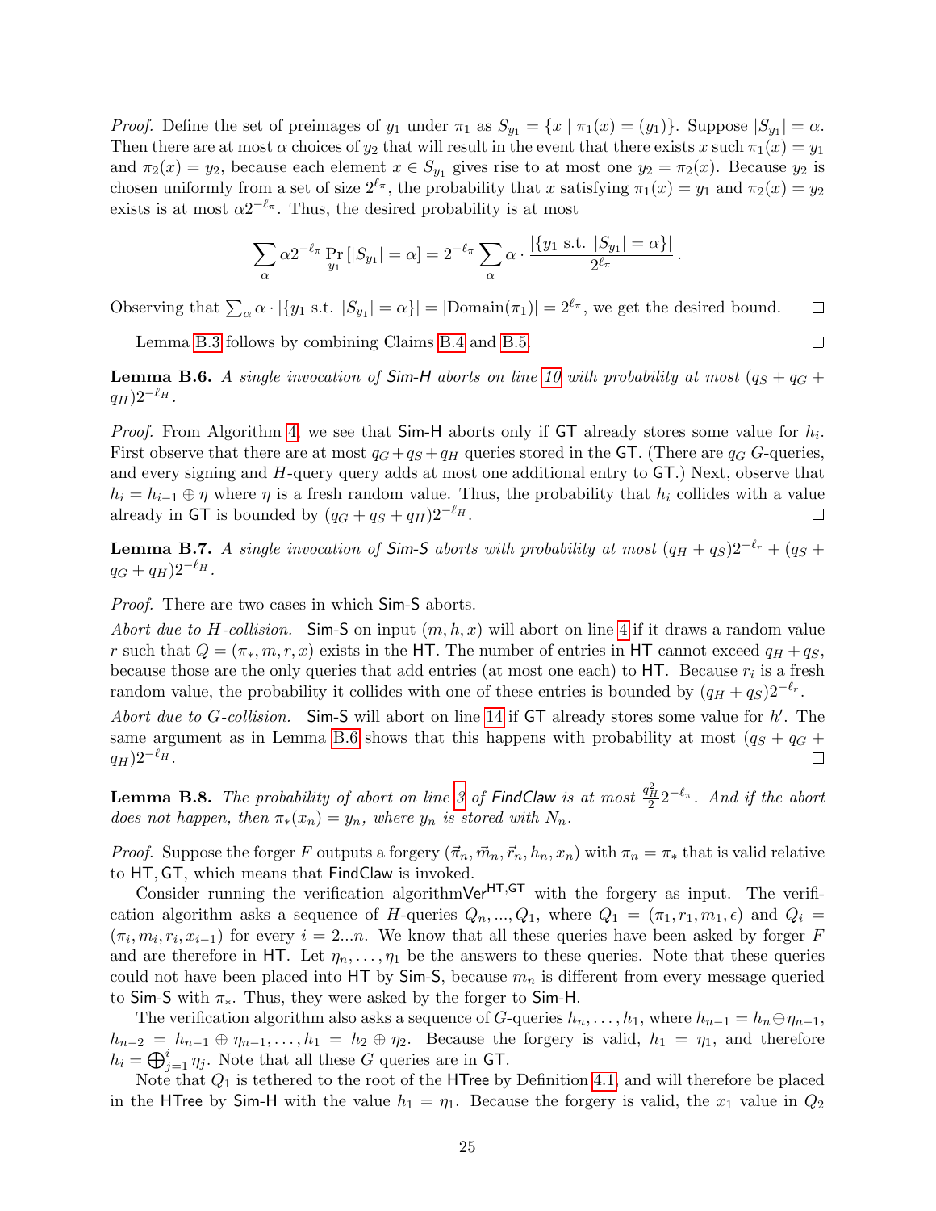*Proof.* Define the set of preimages of $y_1$ under $\pi_1$ as $S_{y_1} = \{x \mid \pi_1(x) = (y_1)\}$. Suppose $|S_{y_1}| = \alpha$. Then there are at most $\alpha$ choices of $y_2$ that will result in the event that there exists $x$ such $\pi_1(x) = y_1$ and $\pi_2(x) = y_2$, because each element $x \in S_{y_1}$ gives rise to at most one $y_2 = \pi_2(x)$. Because $y_2$ is chosen uniformly from a set of size $2^{\ell_\pi}$, the probability that $x$ satisfying $\pi_1(x) = y_1$ and $\pi_2(x) = y_2$ exists is at most $\alpha 2^{-\ell_\pi}$. Thus, the desired probability is at most

$$\sum_\alpha \alpha 2^{-\ell_\pi} \Pr_{y_1}[|S_{y_1}| = \alpha] = 2^{-\ell_\pi} \sum_\alpha \alpha \cdot \frac{|\{y_1 \text{ s.t. } |S_{y_1}| = \alpha\}|}{2^{\ell_\pi}}.$$

Observing that $\sum_\alpha \alpha \cdot |\{y_1 \text{ s.t. } |S_{y_1}| = \alpha\}| = |\text{Domain}(\pi_1)| = 2^{\ell_\pi}$, we get the desired bound. $\square$

Lemma B.3 follows by combining Claims B.4 and B.5. $\square$

**Lemma B.6.** *A single invocation of Sim-H aborts on line 10 with probability at most $(q_S + q_G + q_H)2^{-\ell_H}$.*

*Proof.* From Algorithm 4, we see that Sim-H aborts only if GT already stores some value for $h_i$. First observe that there are at most $q_G + q_S + q_H$ queries stored in the GT. (There are $q_G$ $G$-queries, and every signing and $H$-query query adds at most one additional entry to GT.) Next, observe that $h_i = h_{i-1} \oplus \eta$ where $\eta$ is a fresh random value. Thus, the probability that $h_i$ collides with a value already in GT is bounded by $(q_G + q_S + q_H)2^{-\ell_H}$. $\square$

**Lemma B.7.** *A single invocation of Sim-S aborts with probability at most $(q_H + q_S)2^{-\ell_r} + (q_S + q_G + q_H)2^{-\ell_H}$.*

*Proof.* There are two cases in which Sim-S aborts.

*Abort due to $H$-collision.* Sim-S on input $(m, h, x)$ will abort on line 4 if it draws a random value $r$ such that $Q = (\pi_*, m, r, x)$ exists in the HT. The number of entries in HT cannot exceed $q_H + q_S$, because those are the only queries that add entries (at most one each) to HT. Because $r_i$ is a fresh random value, the probability it collides with one of these entries is bounded by $(q_H + q_S)2^{-\ell_r}$.

*Abort due to $G$-collision.* Sim-S will abort on line 14 if GT already stores some value for $h'$. The same argument as in Lemma B.6 shows that this happens with probability at most $(q_S + q_G + q_H)2^{-\ell_H}$. $\square$

**Lemma B.8.** *The probability of abort on line 3 of FindClaw is at most $\frac{q_H^2}{2}2^{-\ell_\pi}$. And if the abort does not happen, then $\pi_*(x_n) = y_n$, where $y_n$ is stored with $N_n$.*

*Proof.* Suppose the forger $F$ outputs a forgery $(\vec{\pi}_n, \vec{m}_n, \vec{r}_n, h_n, x_n)$ with $\pi_n = \pi_*$ that is valid relative to HT, GT, which means that FindClaw is invoked.

Consider running the verification algorithm$\text{Ver}^{\text{HT},\text{GT}}$ with the forgery as input. The verification algorithm asks a sequence of $H$-queries $Q_n, ..., Q_1$, where $Q_1 = (\pi_1, r_1, m_1, \epsilon)$ and $Q_i = (\pi_i, m_i, r_i, x_{i-1})$ for every $i = 2...n$. We know that all these queries have been asked by forger $F$ and are therefore in HT. Let $\eta_n, \ldots, \eta_1$ be the answers to these queries. Note that these queries could not have been placed into HT by Sim-S, because $m_n$ is different from every message queried to Sim-S with $\pi_*$. Thus, they were asked by the forger to Sim-H.

The verification algorithm also asks a sequence of $G$-queries $h_n, \ldots, h_1$, where $h_{n-1} = h_n \oplus \eta_{n-1}$, $h_{n-2} = h_{n-1} \oplus \eta_{n-1}, \ldots, h_1 = h_2 \oplus \eta_2$. Because the forgery is valid, $h_1 = \eta_1$, and therefore $h_i = \bigoplus_{j=1}^{i} \eta_j$. Note that all these $G$ queries are in GT.

Note that $Q_1$ is tethered to the root of the HTree by Definition 4.1, and will therefore be placed in the HTree by Sim-H with the value $h_1 = \eta_1$. Because the forgery is valid, the $x_1$ value in $Q_2$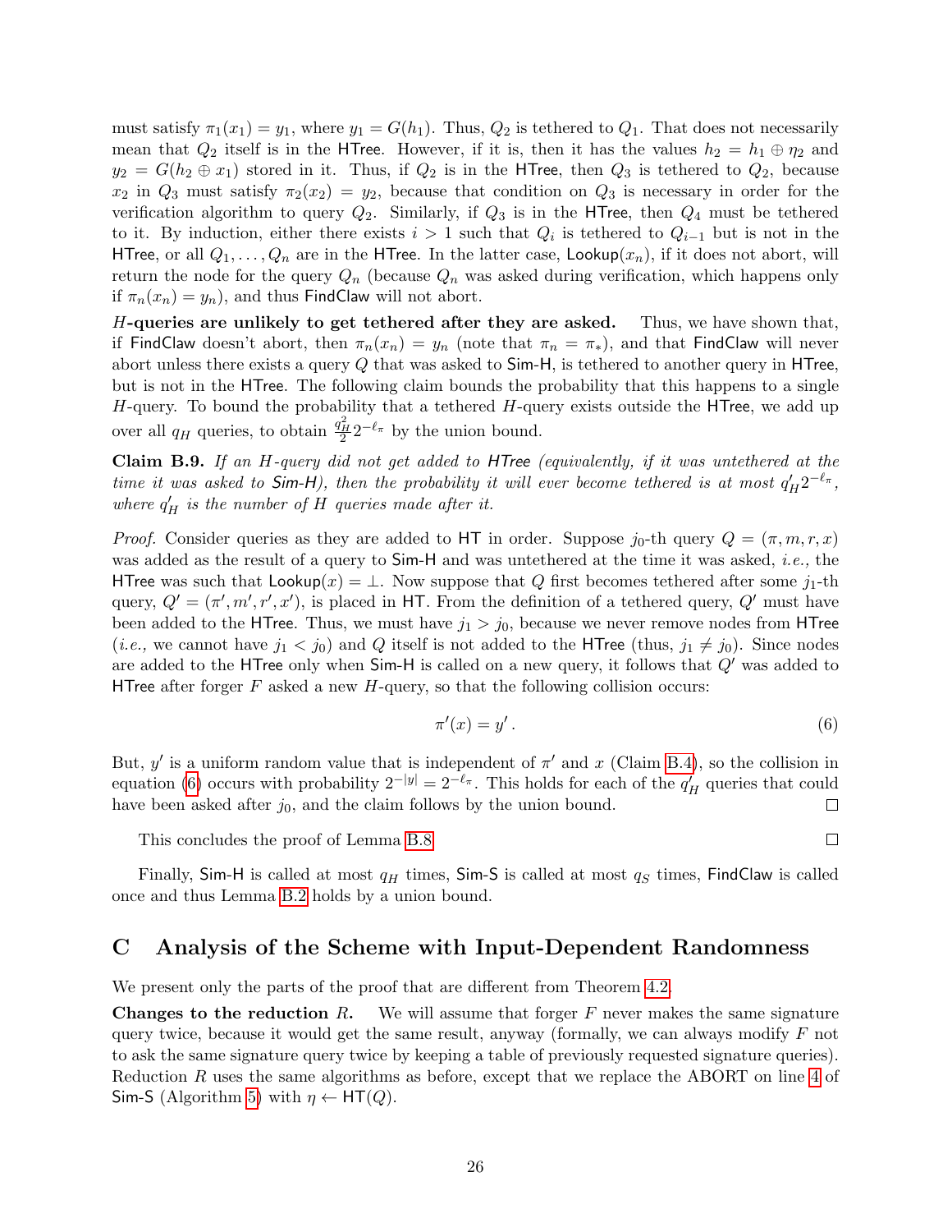must satisfy $\pi_1(x_1) = y_1$, where $y_1 = G(h_1)$. Thus, $Q_2$ is tethered to $Q_1$. That does not necessarily mean that $Q_2$ itself is in the HTree. However, if it is, then it has the values $h_2 = h_1 \oplus \eta_2$ and $y_2 = G(h_2 \oplus x_1)$ stored in it. Thus, if $Q_2$ is in the HTree, then $Q_3$ is tethered to $Q_2$, because $x_2$ in $Q_3$ must satisfy $\pi_2(x_2) = y_2$, because that condition on $Q_3$ is necessary in order for the verification algorithm to query $Q_2$. Similarly, if $Q_3$ is in the HTree, then $Q_4$ must be tethered to it. By induction, either there exists $i > 1$ such that $Q_i$ is tethered to $Q_{i-1}$ but is not in the HTree, or all $Q_1, \ldots, Q_n$ are in the HTree. In the latter case, Lookup$(x_n)$, if it does not abort, will return the node for the query $Q_n$ (because $Q_n$ was asked during verification, which happens only if $\pi_n(x_n) = y_n$), and thus FindClaw will not abort.

**$H$-queries are unlikely to get tethered after they are asked.** Thus, we have shown that, if FindClaw doesn't abort, then $\pi_n(x_n) = y_n$ (note that $\pi_n = \pi_*$), and that FindClaw will never abort unless there exists a query $Q$ that was asked to Sim-H, is tethered to another query in HTree, but is not in the HTree. The following claim bounds the probability that this happens to a single $H$-query. To bound the probability that a tethered $H$-query exists outside the HTree, we add up over all $q_H$ queries, to obtain $\frac{q_H^2}{2} 2^{-\ell_\pi}$ by the union bound.

**Claim B.9.** *If an $H$-query did not get added to HTree (equivalently, if it was untethered at the time it was asked to Sim-H), then the probability it will ever become tethered is at most $q'_H 2^{-\ell_\pi}$, where $q'_H$ is the number of $H$ queries made after it.*

*Proof.* Consider queries as they are added to HT in order. Suppose $j_0$-th query $Q = (\pi, m, r, x)$ was added as the result of a query to Sim-H and was untethered at the time it was asked, *i.e.,* the HTree was such that Lookup$(x) = \perp$. Now suppose that $Q$ first becomes tethered after some $j_1$-th query, $Q' = (\pi', m', r', x')$, is placed in HT. From the definition of a tethered query, $Q'$ must have been added to the HTree. Thus, we must have $j_1 > j_0$, because we never remove nodes from HTree (*i.e.,* we cannot have $j_1 < j_0$) and $Q$ itself is not added to the HTree (thus, $j_1 \neq j_0$). Since nodes are added to the HTree only when Sim-H is called on a new query, it follows that $Q'$ was added to HTree after forger $F$ asked a new $H$-query, so that the following collision occurs:

$$\pi'(x) = y'\,. \tag{6}$$

But, $y'$ is a uniform random value that is independent of $\pi'$ and $x$ (Claim B.4), so the collision in equation (6) occurs with probability $2^{-|y|} = 2^{-\ell_\pi}$. This holds for each of the $q'_H$ queries that could have been asked after $j_0$, and the claim follows by the union bound. $\square$

This concludes the proof of Lemma B.8. $\square$

Finally, Sim-H is called at most $q_H$ times, Sim-S is called at most $q_S$ times, FindClaw is called once and thus Lemma B.2 holds by a union bound.

# C Analysis of the Scheme with Input-Dependent Randomness

We present only the parts of the proof that are different from Theorem 4.2.

**Changes to the reduction $R$.** We will assume that forger $F$ never makes the same signature query twice, because it would get the same result, anyway (formally, we can always modify $F$ not to ask the same signature query twice by keeping a table of previously requested signature queries). Reduction $R$ uses the same algorithms as before, except that we replace the ABORT on line 4 of Sim-S (Algorithm 5) with $\eta \leftarrow \mathsf{HT}(Q)$.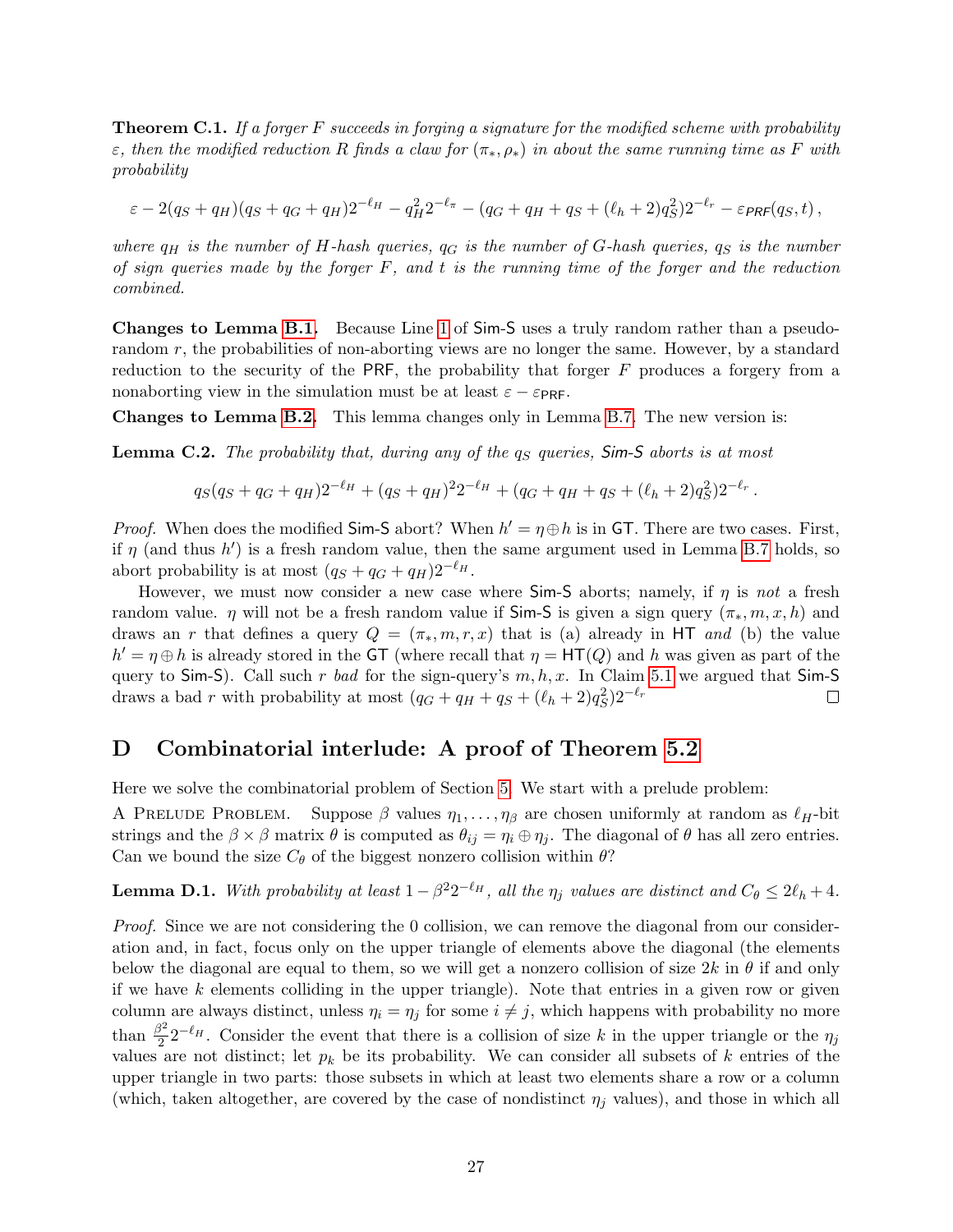**Theorem C.1.** *If a forger $F$ succeeds in forging a signature for the modified scheme with probability $\varepsilon$, then the modified reduction $R$ finds a claw for $(\pi_*, \rho_*)$ in about the same running time as $F$ with probability*

$$\varepsilon - 2(q_S + q_H)(q_S + q_G + q_H)2^{-\ell_H} - q_H^2 2^{-\ell_\pi} - (q_G + q_H + q_S + (\ell_h + 2)q_S^2)2^{-\ell_r} - \varepsilon_{PRF}(q_S, t)\,,$$

*where $q_H$ is the number of $H$-hash queries, $q_G$ is the number of $G$-hash queries, $q_S$ is the number of sign queries made by the forger $F$, and $t$ is the running time of the forger and the reduction combined.*

**Changes to Lemma B.1.** Because Line 1 of Sim-S uses a truly random rather than a pseudorandom $r$, the probabilities of non-aborting views are no longer the same. However, by a standard reduction to the security of the PRF, the probability that forger $F$ produces a forgery from a nonaborting view in the simulation must be at least $\varepsilon - \varepsilon_{\mathsf{PRF}}$.

**Changes to Lemma B.2.** This lemma changes only in Lemma B.7. The new version is:

**Lemma C.2.** *The probability that, during any of the $q_S$ queries, Sim-S aborts is at most*

$$q_S(q_S + q_G + q_H)2^{-\ell_H} + (q_S + q_H)^2 2^{-\ell_H} + (q_G + q_H + q_S + (\ell_h + 2)q_S^2)2^{-\ell_r}\,.$$

*Proof.* When does the modified Sim-S abort? When $h' = \eta \oplus h$ is in GT. There are two cases. First, if $\eta$ (and thus $h'$) is a fresh random value, then the same argument used in Lemma B.7 holds, so abort probability is at most $(q_S + q_G + q_H)2^{-\ell_H}$.

However, we must now consider a new case where Sim-S aborts; namely, if $\eta$ is *not* a fresh random value. $\eta$ will not be a fresh random value if Sim-S is given a sign query $(\pi_*, m, x, h)$ and draws an $r$ that defines a query $Q = (\pi_*, m, r, x)$ that is (a) already in HT *and* (b) the value $h' = \eta \oplus h$ is already stored in the GT (where recall that $\eta = \mathsf{HT}(Q)$ and $h$ was given as part of the query to Sim-S). Call such $r$ *bad* for the sign-query's $m, h, x$. In Claim 5.1 we argued that Sim-S draws a bad $r$ with probability at most $(q_G + q_H + q_S + (\ell_h + 2)q_S^2)2^{-\ell_r}$ □

# D Combinatorial interlude: A proof of Theorem 5.2

Here we solve the combinatorial problem of Section 5. We start with a prelude problem:

A Prelude Problem. Suppose $\beta$ values $\eta_1, \ldots, \eta_\beta$ are chosen uniformly at random as $\ell_H$-bit strings and the $\beta \times \beta$ matrix $\theta$ is computed as $\theta_{ij} = \eta_i \oplus \eta_j$. The diagonal of $\theta$ has all zero entries. Can we bound the size $C_\theta$ of the biggest nonzero collision within $\theta$?

**Lemma D.1.** *With probability at least $1 - \beta^2 2^{-\ell_H}$, all the $\eta_j$ values are distinct and $C_\theta \le 2\ell_h + 4$.*

*Proof.* Since we are not considering the 0 collision, we can remove the diagonal from our consideration and, in fact, focus only on the upper triangle of elements above the diagonal (the elements below the diagonal are equal to them, so we will get a nonzero collision of size $2k$ in $\theta$ if and only if we have $k$ elements colliding in the upper triangle). Note that entries in a given row or given column are always distinct, unless $\eta_i = \eta_j$ for some $i \neq j$, which happens with probability no more than $\frac{\beta^2}{2}2^{-\ell_H}$. Consider the event that there is a collision of size $k$ in the upper triangle or the $\eta_j$ values are not distinct; let $p_k$ be its probability. We can consider all subsets of $k$ entries of the upper triangle in two parts: those subsets in which at least two elements share a row or a column (which, taken altogether, are covered by the case of nondistinct $\eta_j$ values), and those in which all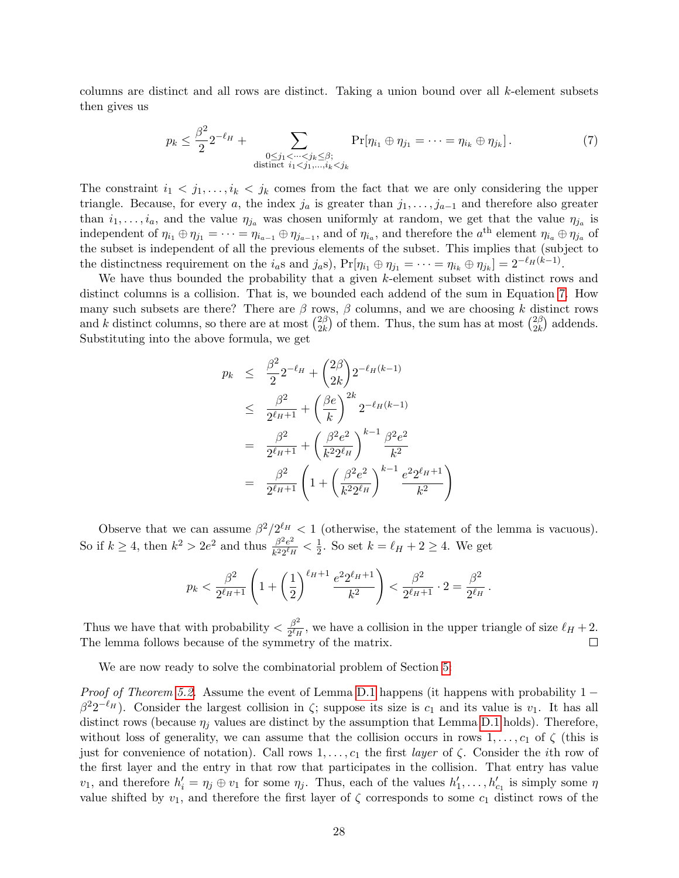columns are distinct and all rows are distinct. Taking a union bound over all $k$-element subsets then gives us

$$p_k \leq \frac{\beta^2}{2} 2^{-\ell_H} + \sum_{\substack{0 \leq j_1 < \cdots < j_k \leq \beta; \\ \text{distinct } i_1 < j_1, \ldots, i_k < j_k}} \Pr[\eta_{i_1} \oplus \eta_{j_1} = \cdots = \eta_{i_k} \oplus \eta_{j_k}]\,. \tag{7}$$

The constraint $i_1 < j_1, \ldots, i_k < j_k$ comes from the fact that we are only considering the upper triangle. Because, for every $a$, the index $j_a$ is greater than $j_1, \ldots, j_{a-1}$ and therefore also greater than $i_1, \ldots, i_a$, and the value $\eta_{j_a}$ was chosen uniformly at random, we get that the value $\eta_{j_a}$ is independent of $\eta_{i_1} \oplus \eta_{j_1} = \cdots = \eta_{i_{a-1}} \oplus \eta_{j_{a-1}}$, and of $\eta_{i_a}$, and therefore the $a^{\text{th}}$ element $\eta_{i_a} \oplus \eta_{j_a}$ of the subset is independent of all the previous elements of the subset. This implies that (subject to the distinctness requirement on the $i_a$s and $j_a$s), $\Pr[\eta_{i_1} \oplus \eta_{j_1} = \cdots = \eta_{i_k} \oplus \eta_{j_k}] = 2^{-\ell_H(k-1)}$.

We have thus bounded the probability that a given $k$-element subset with distinct rows and distinct columns is a collision. That is, we bounded each addend of the sum in Equation 7. How many such subsets are there? There are $\beta$ rows, $\beta$ columns, and we are choosing $k$ distinct rows and $k$ distinct columns, so there are at most $\binom{2\beta}{2k}$ of them. Thus, the sum has at most $\binom{2\beta}{2k}$ addends. Substituting into the above formula, we get

$$\begin{aligned}
p_k &\leq \frac{\beta^2}{2} 2^{-\ell_H} + \binom{2\beta}{2k} 2^{-\ell_H(k-1)} \\
&\leq \frac{\beta^2}{2^{\ell_H+1}} + \left(\frac{\beta e}{k}\right)^{2k} 2^{-\ell_H(k-1)} \\
&= \frac{\beta^2}{2^{\ell_H+1}} + \left(\frac{\beta^2 e^2}{k^2 2^{\ell_H}}\right)^{k-1} \frac{\beta^2 e^2}{k^2} \\
&= \frac{\beta^2}{2^{\ell_H+1}} \left(1 + \left(\frac{\beta^2 e^2}{k^2 2^{\ell_H}}\right)^{k-1} \frac{e^2 2^{\ell_H+1}}{k^2}\right)
\end{aligned}$$

Observe that we can assume $\beta^2/2^{\ell_H} < 1$ (otherwise, the statement of the lemma is vacuous). So if $k \geq 4$, then $k^2 > 2e^2$ and thus $\frac{\beta^2 e^2}{k^2 2^{\ell_H}} < \frac{1}{2}$. So set $k = \ell_H + 2 \geq 4$. We get

$$p_k < \frac{\beta^2}{2^{\ell_H+1}} \left(1 + \left(\frac{1}{2}\right)^{\ell_H+1} \frac{e^2 2^{\ell_H+1}}{k^2}\right) < \frac{\beta^2}{2^{\ell_H+1}} \cdot 2 = \frac{\beta^2}{2^{\ell_H}}\,.$$

Thus we have that with probability $< \frac{\beta^2}{2^{\ell_H}}$, we have a collision in the upper triangle of size $\ell_H + 2$. The lemma follows because of the symmetry of the matrix. ∎

We are now ready to solve the combinatorial problem of Section 5:

*Proof of Theorem 5.2.* Assume the event of Lemma D.1 happens (it happens with probability $1 - \beta^2 2^{-\ell_H}$). Consider the largest collision in $\zeta$; suppose its size is $c_1$ and its value is $v_1$. It has all distinct rows (because $\eta_j$ values are distinct by the assumption that Lemma D.1 holds). Therefore, without loss of generality, we can assume that the collision occurs in rows $1, \ldots, c_1$ of $\zeta$ (this is just for convenience of notation). Call rows $1, \ldots, c_1$ the first *layer* of $\zeta$. Consider the $i$th row of the first layer and the entry in that row that participates in the collision. That entry has value $v_1$, and therefore $h'_i = \eta_j \oplus v_1$ for some $\eta_j$. Thus, each of the values $h'_1, \ldots, h'_{c_1}$ is simply some $\eta$ value shifted by $v_1$, and therefore the first layer of $\zeta$ corresponds to some $c_1$ distinct rows of the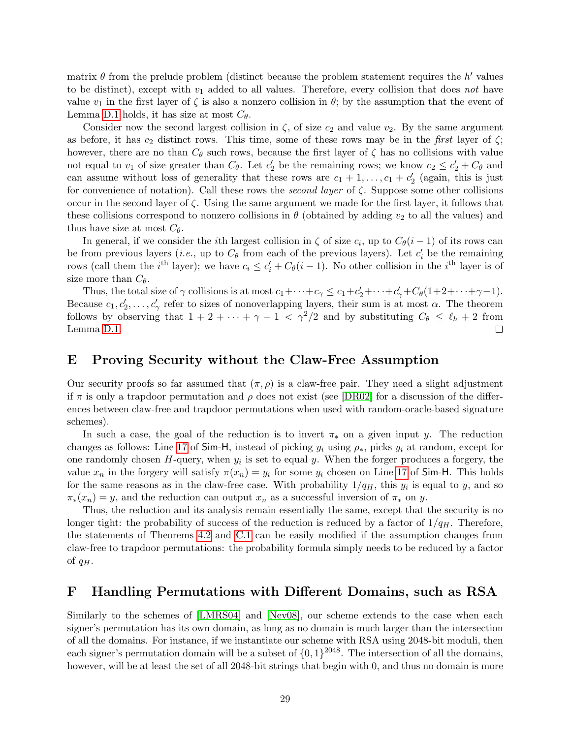matrix $\theta$ from the prelude problem (distinct because the problem statement requires the $h'$ values to be distinct), except with $v_1$ added to all values. Therefore, every collision that does *not* have value $v_1$ in the first layer of $\zeta$ is also a nonzero collision in $\theta$; by the assumption that the event of Lemma D.1 holds, it has size at most $C_\theta$.

Consider now the second largest collision in $\zeta$, of size $c_2$ and value $v_2$. By the same argument as before, it has $c_2$ distinct rows. This time, some of these rows may be in the *first* layer of $\zeta$; however, there are no than $C_\theta$ such rows, because the first layer of $\zeta$ has no collisions with value not equal to $v_1$ of size greater than $C_\theta$. Let $c'_2$ be the remaining rows; we know $c_2 \leq c'_2 + C_\theta$ and can assume without loss of generality that these rows are $c_1 + 1, \ldots, c_1 + c'_2$ (again, this is just for convenience of notation). Call these rows the *second layer* of $\zeta$. Suppose some other collisions occur in the second layer of $\zeta$. Using the same argument we made for the first layer, it follows that these collisions correspond to nonzero collisions in $\theta$ (obtained by adding $v_2$ to all the values) and thus have size at most $C_\theta$.

In general, if we consider the $i$th largest collision in $\zeta$ of size $c_i$, up to $C_\theta(i-1)$ of its rows can be from previous layers (*i.e.,* up to $C_\theta$ from each of the previous layers). Let $c'_i$ be the remaining rows (call them the $i^{\text{th}}$ layer); we have $c_i \leq c'_i + C_\theta(i-1)$. No other collision in the $i^{\text{th}}$ layer is of size more than $C_\theta$.

Thus, the total size of $\gamma$ collisions is at most $c_1 + \cdots + c_\gamma \leq c_1 + c'_2 + \cdots + c'_\gamma + C_\theta(1 + 2 + \cdots + \gamma - 1)$. Because $c_1, c'_2, \ldots, c'_\gamma$ refer to sizes of nonoverlapping layers, their sum is at most $\alpha$. The theorem follows by observing that $1 + 2 + \cdots + \gamma - 1 < \gamma^2/2$ and by substituting $C_\theta \leq \ell_h + 2$ from Lemma D.1. □

# E Proving Security without the Claw-Free Assumption

Our security proofs so far assumed that $(\pi, \rho)$ is a claw-free pair. They need a slight adjustment if $\pi$ is only a trapdoor permutation and $\rho$ does not exist (see [DR02] for a discussion of the differences between claw-free and trapdoor permutations when used with random-oracle-based signature schemes).

In such a case, the goal of the reduction is to invert $\pi_*$ on a given input $y$. The reduction changes as follows: Line 17 of Sim-H, instead of picking $y_i$ using $\rho_*$, picks $y_i$ at random, except for one randomly chosen $H$-query, when $y_i$ is set to equal $y$. When the forger produces a forgery, the value $x_n$ in the forgery will satisfy $\pi(x_n) = y_i$ for some $y_i$ chosen on Line 17 of Sim-H. This holds for the same reasons as in the claw-free case. With probability $1/q_H$, this $y_i$ is equal to $y$, and so $\pi_*(x_n) = y$, and the reduction can output $x_n$ as a successful inversion of $\pi_*$ on $y$.

Thus, the reduction and its analysis remain essentially the same, except that the security is no longer tight: the probability of success of the reduction is reduced by a factor of $1/q_H$. Therefore, the statements of Theorems 4.2 and C.1 can be easily modified if the assumption changes from claw-free to trapdoor permutations: the probability formula simply needs to be reduced by a factor of $q_H$.

# F Handling Permutations with Different Domains, such as RSA

Similarly to the schemes of [LMRS04] and [Nev08], our scheme extends to the case when each signer's permutation has its own domain, as long as no domain is much larger than the intersection of all the domains. For instance, if we instantiate our scheme with RSA using 2048-bit moduli, then each signer's permutation domain will be a subset of $\{0, 1\}^{2048}$. The intersection of all the domains, however, will be at least the set of all 2048-bit strings that begin with 0, and thus no domain is more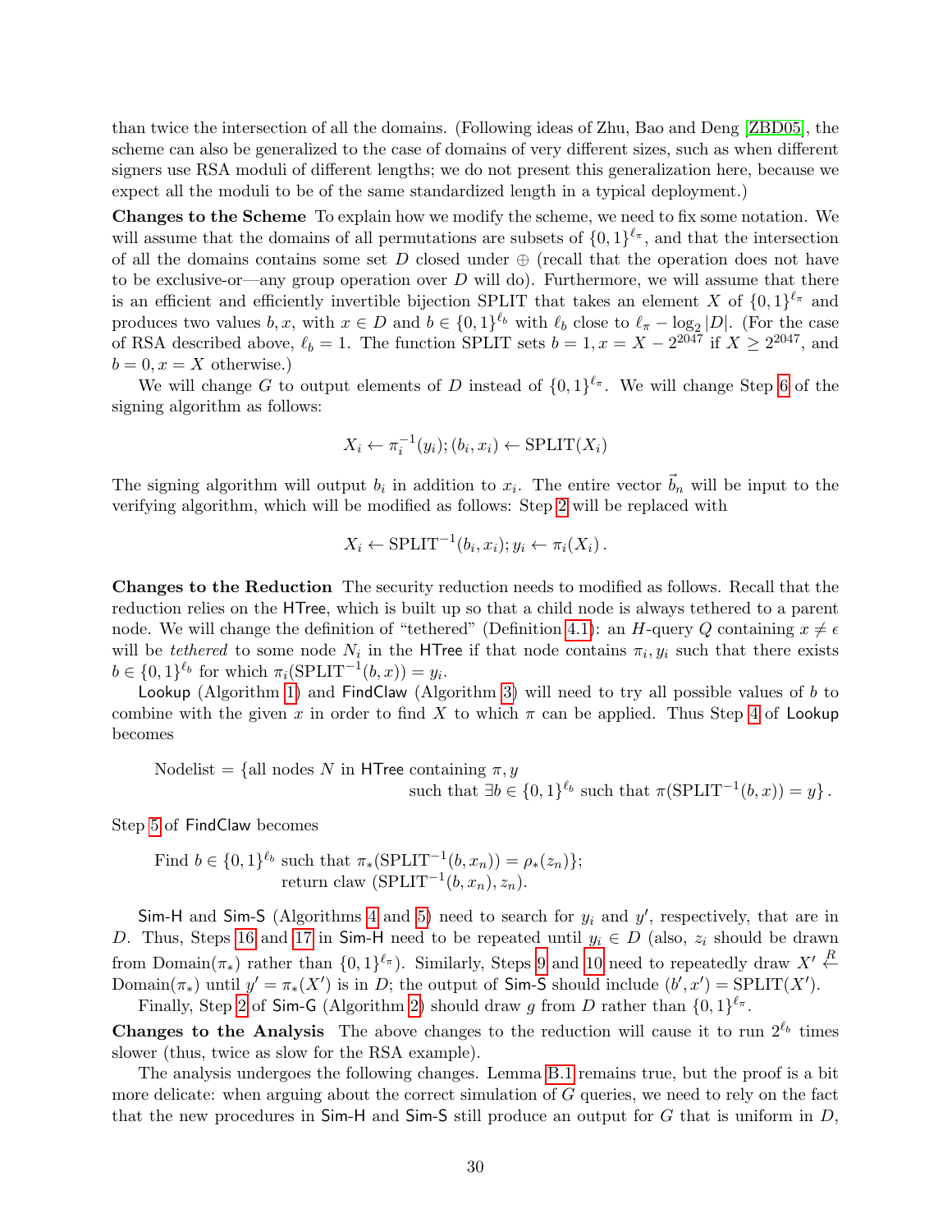than twice the intersection of all the domains. (Following ideas of Zhu, Bao and Deng [ZBD05], the scheme can also be generalized to the case of domains of very different sizes, such as when different signers use RSA moduli of different lengths; we do not present this generalization here, because we expect all the moduli to be of the same standardized length in a typical deployment.)

**Changes to the Scheme** To explain how we modify the scheme, we need to fix some notation. We will assume that the domains of all permutations are subsets of $\{0,1\}^{\ell_\pi}$, and that the intersection of all the domains contains some set $D$ closed under $\oplus$ (recall that the operation does not have to be exclusive-or—any group operation over $D$ will do). Furthermore, we will assume that there is an efficient and efficiently invertible bijection SPLIT that takes an element $X$ of $\{0,1\}^{\ell_\pi}$ and produces two values $b, x$, with $x \in D$ and $b \in \{0,1\}^{\ell_b}$ with $\ell_b$ close to $\ell_\pi - \log_2 |D|$. (For the case of RSA described above, $\ell_b = 1$. The function SPLIT sets $b = 1, x = X - 2^{2047}$ if $X \geq 2^{2047}$, and $b = 0, x = X$ otherwise.)

We will change $G$ to output elements of $D$ instead of $\{0,1\}^{\ell_\pi}$. We will change Step 6 of the signing algorithm as follows:

$$X_i \leftarrow \pi_i^{-1}(y_i); (b_i, x_i) \leftarrow \text{SPLIT}(X_i)$$

The signing algorithm will output $b_i$ in addition to $x_i$. The entire vector $\vec{b}_n$ will be input to the verifying algorithm, which will be modified as follows: Step 2 will be replaced with

$$X_i \leftarrow \text{SPLIT}^{-1}(b_i, x_i); y_i \leftarrow \pi_i(X_i)\,.$$

**Changes to the Reduction** The security reduction needs to modified as follows. Recall that the reduction relies on the HTree, which is built up so that a child node is always tethered to a parent node. We will change the definition of "tethered" (Definition 4.1): an $H$-query $Q$ containing $x \neq \epsilon$ will be *tethered* to some node $N_i$ in the HTree if that node contains $\pi_i, y_i$ such that there exists $b \in \{0,1\}^{\ell_b}$ for which $\pi_i(\text{SPLIT}^{-1}(b, x)) = y_i$.

Lookup (Algorithm 1) and FindClaw (Algorithm 3) will need to try all possible values of $b$ to combine with the given $x$ in order to find $X$ to which $\pi$ can be applied. Thus Step 4 of Lookup becomes

$$\text{Nodelist} = \{\text{all nodes } N \text{ in HTree containing } \pi, y \text{ such that } \exists b \in \{0,1\}^{\ell_b} \text{ such that } \pi(\text{SPLIT}^{-1}(b, x)) = y\}\,.$$

Step 5 of FindClaw becomes

Find $b \in \{0,1\}^{\ell_b}$ such that $\pi_*(\text{SPLIT}^{-1}(b, x_n)) = \rho_*(z_n)\}$;
return claw $(\text{SPLIT}^{-1}(b, x_n), z_n)$.

Sim-H and Sim-S (Algorithms 4 and 5) need to search for $y_i$ and $y'$, respectively, that are in $D$. Thus, Steps 16 and 17 in Sim-H need to be repeated until $y_i \in D$ (also, $z_i$ should be drawn from Domain($\pi_*$) rather than $\{0,1\}^{\ell_\pi}$). Similarly, Steps 9 and 10 need to repeatedly draw $X' \xleftarrow{R}$ Domain($\pi_*$) until $y' = \pi_*(X')$ is in $D$; the output of Sim-S should include $(b', x') = \text{SPLIT}(X')$.

Finally, Step 2 of Sim-G (Algorithm 2) should draw $g$ from $D$ rather than $\{0,1\}^{\ell_\pi}$.

**Changes to the Analysis** The above changes to the reduction will cause it to run $2^{\ell_b}$ times slower (thus, twice as slow for the RSA example).

The analysis undergoes the following changes. Lemma B.1 remains true, but the proof is a bit more delicate: when arguing about the correct simulation of $G$ queries, we need to rely on the fact that the new procedures in Sim-H and Sim-S still produce an output for $G$ that is uniform in $D$,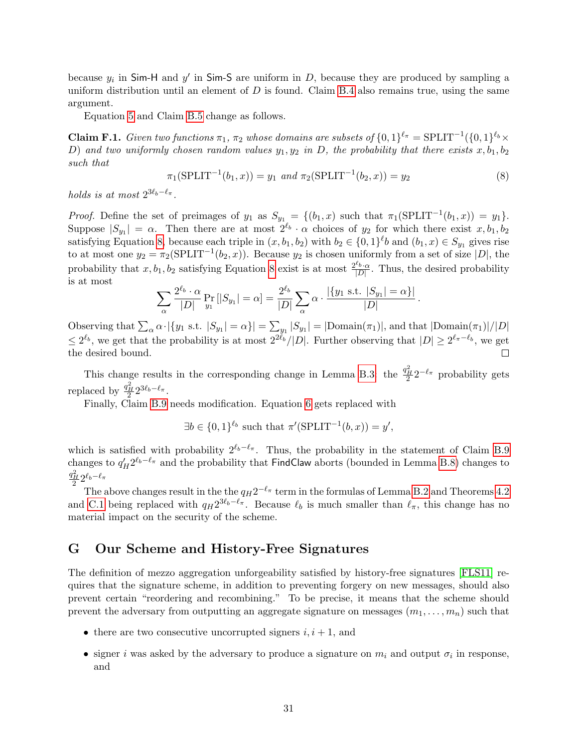because $y_i$ in Sim-H and $y'$ in Sim-S are uniform in $D$, because they are produced by sampling a uniform distribution until an element of $D$ is found. Claim B.4 also remains true, using the same argument.

Equation 5 and Claim B.5 change as follows.

**Claim F.1.** *Given two functions $\pi_1$, $\pi_2$ whose domains are subsets of $\{0,1\}^{\ell_\pi} = \mathrm{SPLIT}^{-1}(\{0,1\}^{\ell_b} \times D)$ and two uniformly chosen random values $y_1, y_2$ in $D$, the probability that there exists $x, b_1, b_2$ such that*

$$\pi_1(\mathrm{SPLIT}^{-1}(b_1, x)) = y_1 \text{ and } \pi_2(\mathrm{SPLIT}^{-1}(b_2, x)) = y_2 \tag{8}$$

*holds is at most $2^{3\ell_b - \ell_\pi}$.*

*Proof.* Define the set of preimages of $y_1$ as $S_{y_1} = \{(b_1, x) \text{ such that } \pi_1(\mathrm{SPLIT}^{-1}(b_1, x)) = y_1\}$. Suppose $|S_{y_1}| = \alpha$. Then there are at most $2^{\ell_b} \cdot \alpha$ choices of $y_2$ for which there exist $x, b_1, b_2$ satisfying Equation 8, because each triple in $(x, b_1, b_2)$ with $b_2 \in \{0,1\}^\ell b$ and $(b_1, x) \in S_{y_1}$ gives rise to at most one $y_2 = \pi_2(\mathrm{SPLIT}^{-1}(b_2, x))$. Because $y_2$ is chosen uniformly from a set of size $|D|$, the probability that $x, b_1, b_2$ satisfying Equation 8 exist is at most $\frac{2^{\ell_b} \cdot \alpha}{|D|}$. Thus, the desired probability is at most

$$\sum_\alpha \frac{2^{\ell_b} \cdot \alpha}{|D|} \Pr_{y_1}[|S_{y_1}| = \alpha] = \frac{2^{\ell_b}}{|D|} \sum_\alpha \alpha \cdot \frac{|\{y_1 \text{ s.t. } |S_{y_1}| = \alpha\}|}{|D|}.$$

Observing that $\sum_\alpha \alpha \cdot |\{y_1 \text{ s.t. } |S_{y_1}| = \alpha\}| = \sum_{y_1} |S_{y_1}| = |\mathrm{Domain}(\pi_1)|$, and that $|\mathrm{Domain}(\pi_1)|/|D| \leq 2^{\ell_b}$, we get that the probability is at most $2^{2\ell_b}/|D|$. Further observing that $|D| \geq 2^{\ell_\pi - \ell_b}$, we get the desired bound. $\square$

This change results in the corresponding change in Lemma B.3: the $\frac{q_H^2}{2} 2^{-\ell_\pi}$ probability gets replaced by $\frac{q_H^2}{2} 2^{3\ell_b - \ell_\pi}$.

Finally, Claim B.9 needs modification. Equation 6 gets replaced with

$$\exists b \in \{0,1\}^{\ell_b} \text{ such that } \pi'(\mathrm{SPLIT}^{-1}(b, x)) = y',$$

which is satisfied with probability $2^{\ell_b - \ell_\pi}$. Thus, the probability in the statement of Claim B.9 changes to $q'_H 2^{\ell_b - \ell_\pi}$ and the probability that FindClaw aborts (bounded in Lemma B.8) changes to $\frac{q_H^2}{2} 2^{\ell_b - \ell_\pi}$

The above changes result in the the $q_H 2^{-\ell_\pi}$ term in the formulas of Lemma B.2 and Theorems 4.2 and C.1 being replaced with $q_H 2^{3\ell_b - \ell_\pi}$. Because $\ell_b$ is much smaller than $\ell_\pi$, this change has no material impact on the security of the scheme.

# G Our Scheme and History-Free Signatures

The definition of mezzo aggregation unforgeability satisfied by history-free signatures [FLS11] requires that the signature scheme, in addition to preventing forgery on new messages, should also prevent certain "reordering and recombining." To be precise, it means that the scheme should prevent the adversary from outputting an aggregate signature on messages $(m_1, \ldots, m_n)$ such that

- there are two consecutive uncorrupted signers $i, i+1$, and
- signer $i$ was asked by the adversary to produce a signature on $m_i$ and output $\sigma_i$ in response, and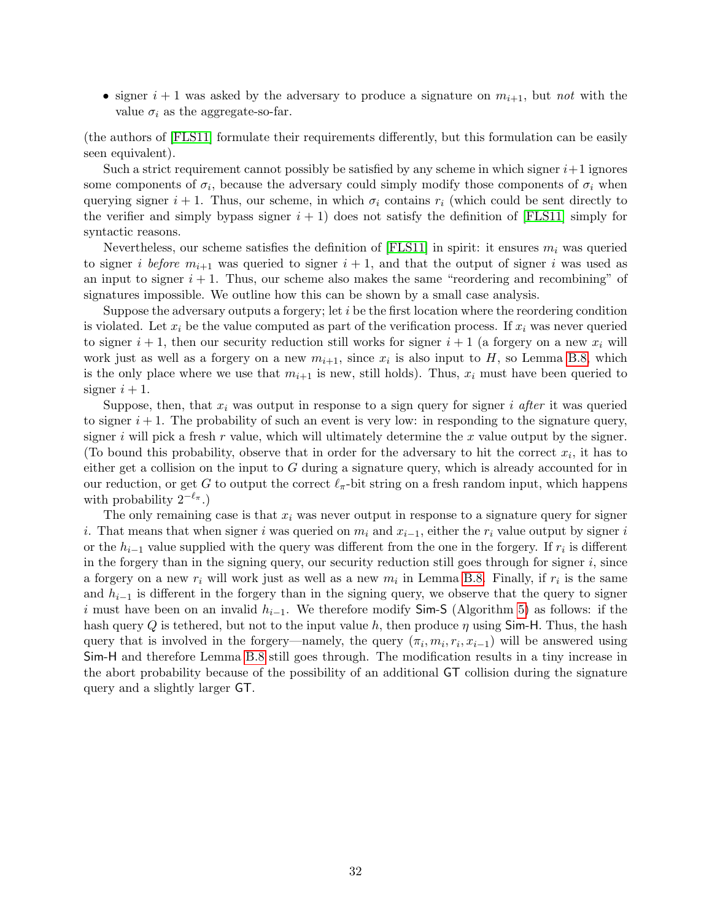- signer $i+1$ was asked by the adversary to produce a signature on $m_{i+1}$, but *not* with the value $\sigma_i$ as the aggregate-so-far.

(the authors of [FLS11] formulate their requirements differently, but this formulation can be easily seen equivalent).

Such a strict requirement cannot possibly be satisfied by any scheme in which signer $i+1$ ignores some components of $\sigma_i$, because the adversary could simply modify those components of $\sigma_i$ when querying signer $i+1$. Thus, our scheme, in which $\sigma_i$ contains $r_i$ (which could be sent directly to the verifier and simply bypass signer $i+1$) does not satisfy the definition of [FLS11] simply for syntactic reasons.

Nevertheless, our scheme satisfies the definition of [FLS11] in spirit: it ensures $m_i$ was queried to signer $i$ *before* $m_{i+1}$ was queried to signer $i+1$, and that the output of signer $i$ was used as an input to signer $i+1$. Thus, our scheme also makes the same "reordering and recombining" of signatures impossible. We outline how this can be shown by a small case analysis.

Suppose the adversary outputs a forgery; let $i$ be the first location where the reordering condition is violated. Let $x_i$ be the value computed as part of the verification process. If $x_i$ was never queried to signer $i+1$, then our security reduction still works for signer $i+1$ (a forgery on a new $x_i$ will work just as well as a forgery on a new $m_{i+1}$, since $x_i$ is also input to $H$, so Lemma B.8, which is the only place where we use that $m_{i+1}$ is new, still holds). Thus, $x_i$ must have been queried to signer $i+1$.

Suppose, then, that $x_i$ was output in response to a sign query for signer $i$ *after* it was queried to signer $i+1$. The probability of such an event is very low: in responding to the signature query, signer $i$ will pick a fresh $r$ value, which will ultimately determine the $x$ value output by the signer. (To bound this probability, observe that in order for the adversary to hit the correct $x_i$, it has to either get a collision on the input to $G$ during a signature query, which is already accounted for in our reduction, or get $G$ to output the correct $\ell_\pi$-bit string on a fresh random input, which happens with probability $2^{-\ell_\pi}$.)

The only remaining case is that $x_i$ was never output in response to a signature query for signer $i$. That means that when signer $i$ was queried on $m_i$ and $x_{i-1}$, either the $r_i$ value output by signer $i$ or the $h_{i-1}$ value supplied with the query was different from the one in the forgery. If $r_i$ is different in the forgery than in the signing query, our security reduction still goes through for signer $i$, since a forgery on a new $r_i$ will work just as well as a new $m_i$ in Lemma B.8. Finally, if $r_i$ is the same and $h_{i-1}$ is different in the forgery than in the signing query, we observe that the query to signer $i$ must have been on an invalid $h_{i-1}$. We therefore modify Sim-S (Algorithm 5) as follows: if the hash query $Q$ is tethered, but not to the input value $h$, then produce $\eta$ using Sim-H. Thus, the hash query that is involved in the forgery—namely, the query $(\pi_i, m_i, r_i, x_{i-1})$ will be answered using Sim-H and therefore Lemma B.8 still goes through. The modification results in a tiny increase in the abort probability because of the possibility of an additional GT collision during the signature query and a slightly larger GT.